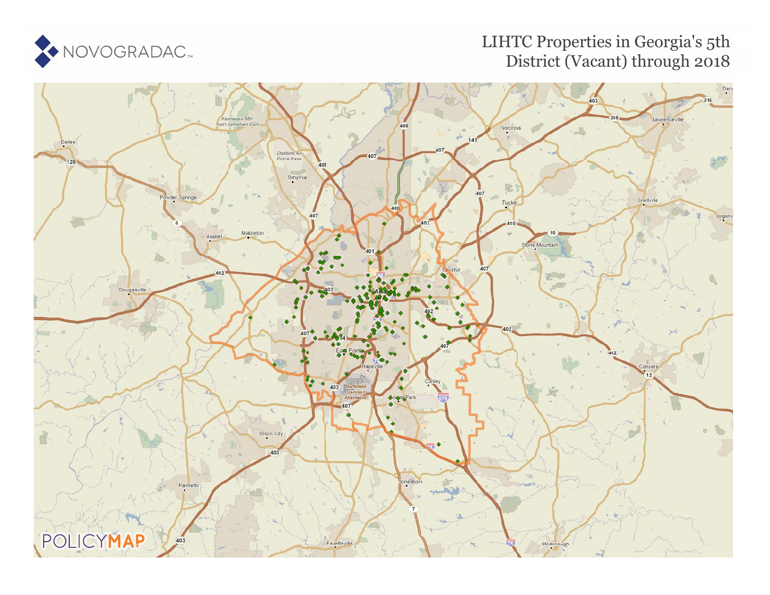NOVOGRADAC

# LIHTC Properties in Georgia's 5th District (Vacant) through 2018

POLICYMAP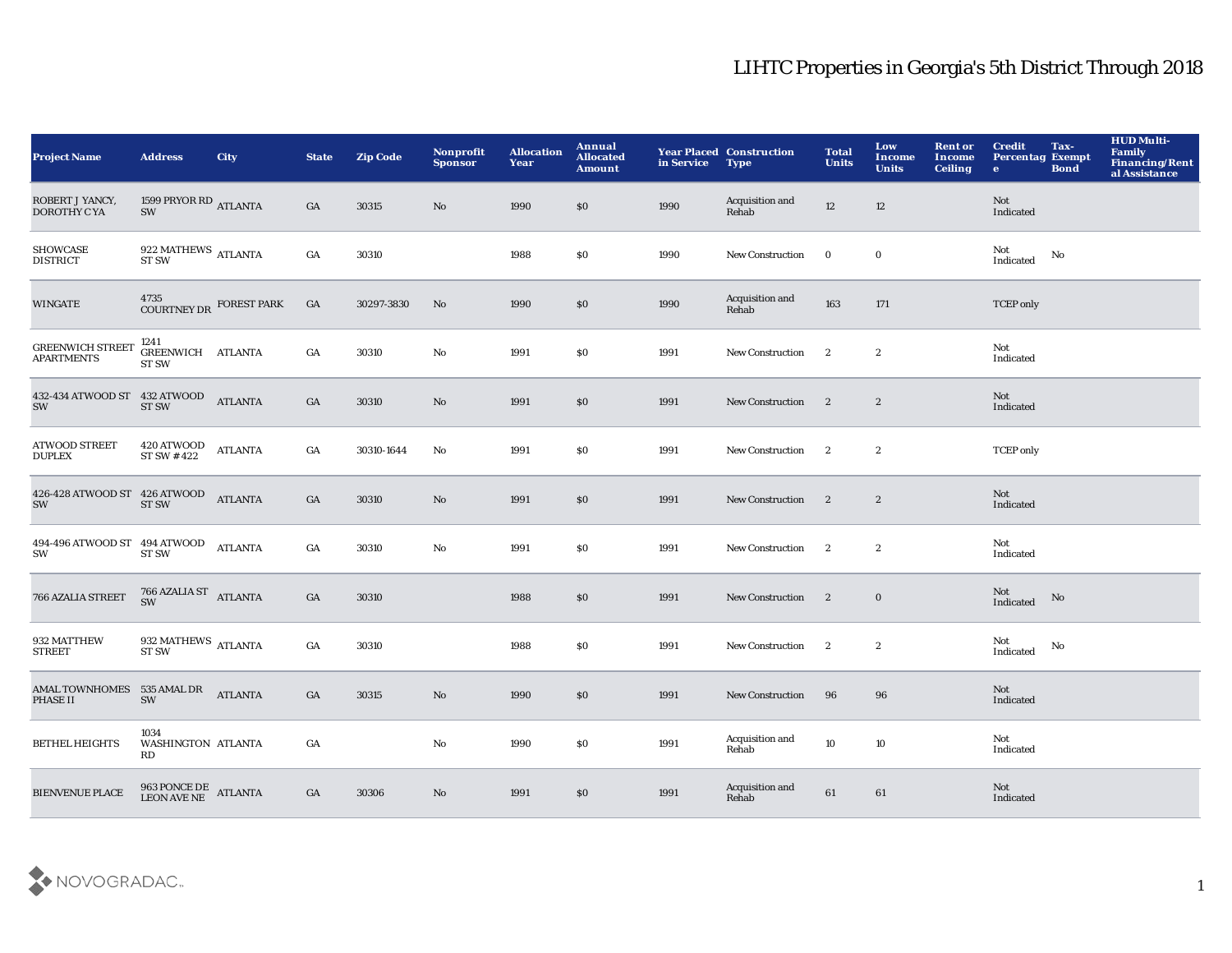# LIHTC Properties in Georgia's 5th District Through 2018

| Project Name | Address | City | State | Zip Code | Nonprofit Sponsor | Allocation Year | Annual Allocated Amount | Year Placed in Service | Construction Type | Total Units | Low Income Units | Rent or Income Ceiling | Credit Percentage | Tax-Exempt Bond | HUD Multi-Family Financing/Rental Assistance |
|---|---|---|---|---|---|---|---|---|---|---|---|---|---|---|---|
| ROBERT J YANCY, DOROTHY C YA | 1599 PRYOR RD SW | ATLANTA | GA | 30315 | No | 1990 | $0 | 1990 | Acquisition and Rehab | 12 | 12 | | Not Indicated | | |
| SHOWCASE DISTRICT | 922 MATHEWS ST SW | ATLANTA | GA | 30310 | | 1988 | $0 | 1990 | New Construction | 0 | 0 | | Not Indicated | No | |
| WINGATE | 4735 COURTNEY DR | FOREST PARK | GA | 30297-3830 | No | 1990 | $0 | 1990 | Acquisition and Rehab | 163 | 171 | | TCEP only | | |
| GREENWICH STREET APARTMENTS | 1241 GREENWICH ST SW | ATLANTA | GA | 30310 | No | 1991 | $0 | 1991 | New Construction | 2 | 2 | | Not Indicated | | |
| 432-434 ATWOOD ST SW | 432 ATWOOD ST SW | ATLANTA | GA | 30310 | No | 1991 | $0 | 1991 | New Construction | 2 | 2 | | Not Indicated | | |
| ATWOOD STREET DUPLEX | 420 ATWOOD ST SW #422 | ATLANTA | GA | 30310-1644 | No | 1991 | $0 | 1991 | New Construction | 2 | 2 | | TCEP only | | |
| 426-428 ATWOOD ST SW | 426 ATWOOD ST SW | ATLANTA | GA | 30310 | No | 1991 | $0 | 1991 | New Construction | 2 | 2 | | Not Indicated | | |
| 494-496 ATWOOD ST SW | 494 ATWOOD ST SW | ATLANTA | GA | 30310 | No | 1991 | $0 | 1991 | New Construction | 2 | 2 | | Not Indicated | | |
| 766 AZALIA STREET | 766 AZALIA ST SW | ATLANTA | GA | 30310 | | 1988 | $0 | 1991 | New Construction | 2 | 0 | | Not Indicated | No | |
| 932 MATTHEW STREET | 932 MATHEWS ST SW | ATLANTA | GA | 30310 | | 1988 | $0 | 1991 | New Construction | 2 | 2 | | Not Indicated | No | |
| AMAL TOWNHOMES PHASE II | 535 AMAL DR SW | ATLANTA | GA | 30315 | No | 1990 | $0 | 1991 | New Construction | 96 | 96 | | Not Indicated | | |
| BETHEL HEIGHTS | 1034 WASHINGTON RD | ATLANTA | GA | | No | 1990 | $0 | 1991 | Acquisition and Rehab | 10 | 10 | | Not Indicated | | |
| BIENVENUE PLACE | 963 PONCE DE LEON AVE NE | ATLANTA | GA | 30306 | No | 1991 | $0 | 1991 | Acquisition and Rehab | 61 | 61 | | Not Indicated | | |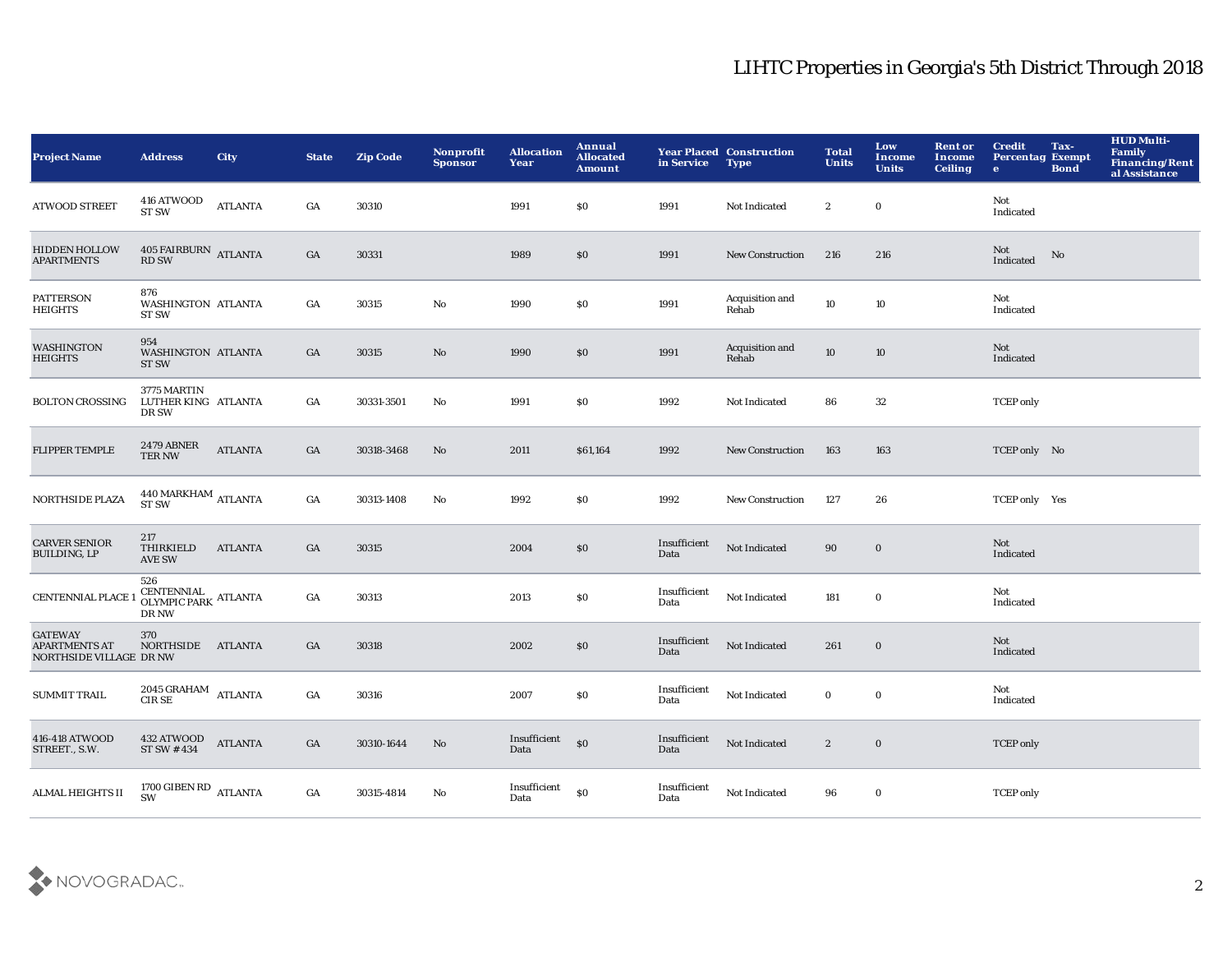# LIHTC Properties in Georgia's 5th District Through 2018

| Project Name | Address | City | State | Zip Code | Nonprofit Sponsor | Allocation Year | Annual Allocated Amount | Year Placed in Service | Construction Type | Total Units | Low Income Units | Rent or Income Ceiling | Credit Percentage | Tax-Exempt Bond | HUD Multi-Family Financing/Rental Assistance |
|---|---|---|---|---|---|---|---|---|---|---|---|---|---|---|---|
| ATWOOD STREET | 416 ATWOOD ST SW | ATLANTA | GA | 30310 | | 1991 | $0 | 1991 | Not Indicated | 2 | 0 | | Not Indicated | | |
| HIDDEN HOLLOW APARTMENTS | 405 FAIRBURN RD SW | ATLANTA | GA | 30331 | | 1989 | $0 | 1991 | New Construction | 216 | 216 | | Not Indicated | No | |
| PATTERSON HEIGHTS | 876 WASHINGTON ST SW | ATLANTA | GA | 30315 | No | 1990 | $0 | 1991 | Acquisition and Rehab | 10 | 10 | | Not Indicated | | |
| WASHINGTON HEIGHTS | 954 WASHINGTON ST SW | ATLANTA | GA | 30315 | No | 1990 | $0 | 1991 | Acquisition and Rehab | 10 | 10 | | Not Indicated | | |
| BOLTON CROSSING | 3775 MARTIN LUTHER KING DR SW | ATLANTA | GA | 30331-3501 | No | 1991 | $0 | 1992 | Not Indicated | 86 | 32 | | TCEP only | | |
| FLIPPER TEMPLE | 2479 ABNER TER NW | ATLANTA | GA | 30318-3468 | No | 2011 | $61,164 | 1992 | New Construction | 163 | 163 | | TCEP only | No | |
| NORTHSIDE PLAZA | 440 MARKHAM ST SW | ATLANTA | GA | 30313-1408 | No | 1992 | $0 | 1992 | New Construction | 127 | 26 | | TCEP only | Yes | |
| CARVER SENIOR BUILDING, LP | 217 THIRKIELD AVE SW | ATLANTA | GA | 30315 | | 2004 | $0 | Insufficient Data | Not Indicated | 90 | 0 | | Not Indicated | | |
| CENTENNIAL PLACE 1 | 526 CENTENNIAL OLYMPIC PARK DR NW | ATLANTA | GA | 30313 | | 2013 | $0 | Insufficient Data | Not Indicated | 181 | 0 | | Not Indicated | | |
| GATEWAY APARTMENTS AT NORTHSIDE VILLAGE | 370 NORTHSIDE DR NW | ATLANTA | GA | 30318 | | 2002 | $0 | Insufficient Data | Not Indicated | 261 | 0 | | Not Indicated | | |
| SUMMIT TRAIL | 2045 GRAHAM CIR SE | ATLANTA | GA | 30316 | | 2007 | $0 | Insufficient Data | Not Indicated | 0 | 0 | | Not Indicated | | |
| 416-418 ATWOOD STREET., S.W. | 432 ATWOOD ST SW # 434 | ATLANTA | GA | 30310-1644 | No | Insufficient Data | $0 | Insufficient Data | Not Indicated | 2 | 0 | | TCEP only | | |
| ALMAL HEIGHTS II | 1700 GIBEN RD SW | ATLANTA | GA | 30315-4814 | No | Insufficient Data | $0 | Insufficient Data | Not Indicated | 96 | 0 | | TCEP only | | |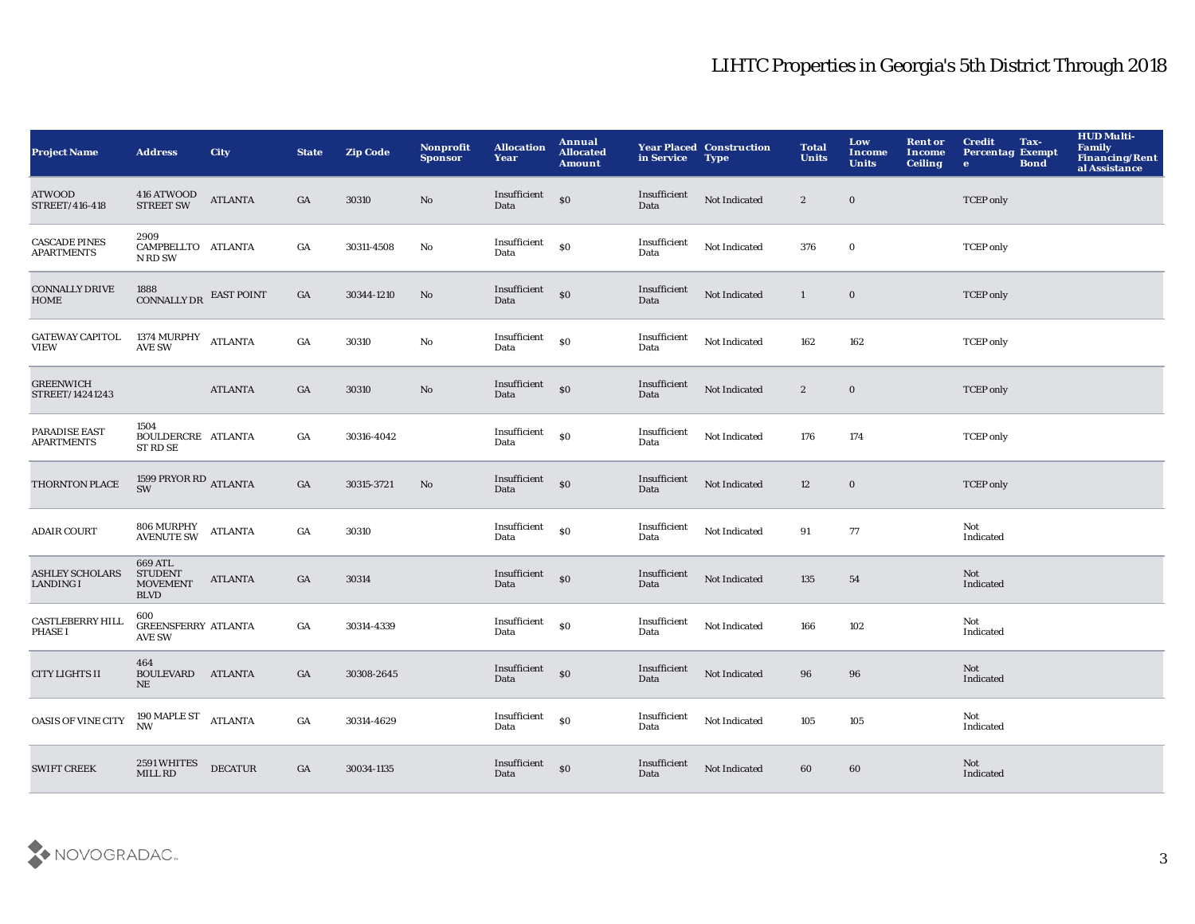# LIHTC Properties in Georgia's 5th District Through 2018

| Project Name | Address | City | State | Zip Code | Nonprofit Sponsor | Allocation Year | Annual Allocated Amount | Year Placed in Service | Construction Type | Total Units | Low Income Units | Rent or Income Ceiling | Credit Percentage | Tax-Exempt Bond | HUD Multi-Family Financing/Rental Assistance |
|---|---|---|---|---|---|---|---|---|---|---|---|---|---|---|---|
| ATWOOD STREET/416-418 | 416 ATWOOD STREET SW | ATLANTA | GA | 30310 | No | Insufficient Data | $0 | Insufficient Data | Not Indicated | 2 | 0 | | TCEP only | | |
| CASCADE PINES APARTMENTS | 2909 CAMPBELLTON RD SW | ATLANTA | GA | 30311-4508 | No | Insufficient Data | $0 | Insufficient Data | Not Indicated | 376 | 0 | | TCEP only | | |
| CONNALLY DRIVE HOME | 1888 CONNALLY DR | EAST POINT | GA | 30344-1210 | No | Insufficient Data | $0 | Insufficient Data | Not Indicated | 1 | 0 | | TCEP only | | |
| GATEWAY CAPITOL VIEW | 1374 MURPHY AVE SW | ATLANTA | GA | 30310 | No | Insufficient Data | $0 | Insufficient Data | Not Indicated | 162 | 162 | | TCEP only | | |
| GREENWICH STREET/14241243 | | ATLANTA | GA | 30310 | No | Insufficient Data | $0 | Insufficient Data | Not Indicated | 2 | 0 | | TCEP only | | |
| PARADISE EAST APARTMENTS | 1504 BOULDERCREST RD SE | ATLANTA | GA | 30316-4042 | | Insufficient Data | $0 | Insufficient Data | Not Indicated | 176 | 174 | | TCEP only | | |
| THORNTON PLACE | 1599 PRYOR RD SW | ATLANTA | GA | 30315-3721 | No | Insufficient Data | $0 | Insufficient Data | Not Indicated | 12 | 0 | | TCEP only | | |
| ADAIR COURT | 806 MURPHY AVENUTE SW | ATLANTA | GA | 30310 | | Insufficient Data | $0 | Insufficient Data | Not Indicated | 91 | 77 | | Not Indicated | | |
| ASHLEY SCHOLARS LANDING I | 669 ATL STUDENT MOVEMENT BLVD | ATLANTA | GA | 30314 | | Insufficient Data | $0 | Insufficient Data | Not Indicated | 135 | 54 | | Not Indicated | | |
| CASTLEBERRY HILL PHASE I | 600 GREENSFERRY AVE SW | ATLANTA | GA | 30314-4339 | | Insufficient Data | $0 | Insufficient Data | Not Indicated | 166 | 102 | | Not Indicated | | |
| CITY LIGHTS II | 464 BOULEVARD NE | ATLANTA | GA | 30308-2645 | | Insufficient Data | $0 | Insufficient Data | Not Indicated | 96 | 96 | | Not Indicated | | |
| OASIS OF VINE CITY | 190 MAPLE ST NW | ATLANTA | GA | 30314-4629 | | Insufficient Data | $0 | Insufficient Data | Not Indicated | 105 | 105 | | Not Indicated | | |
| SWIFT CREEK | 2591 WHITES MILL RD | DECATUR | GA | 30034-1135 | | Insufficient Data | $0 | Insufficient Data | Not Indicated | 60 | 60 | | Not Indicated | | |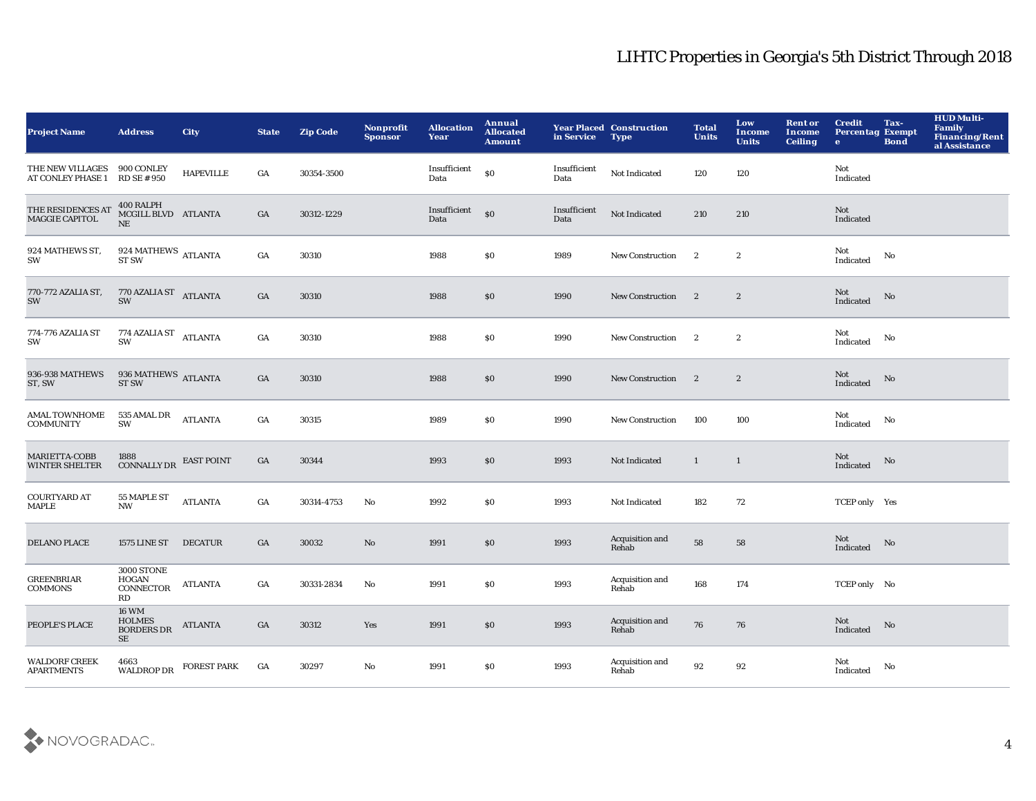## LIHTC Properties in Georgia's 5th District Through 2018

| Project Name | Address | City | State | Zip Code | Nonprofit Sponsor | Allocation Year | Annual Allocated Amount | Year Placed in Service | Construction Type | Total Units | Low Income Units | Rent or Income Ceiling | Credit Percentage | Tax-Exempt Bond | HUD Multi-Family Financing/Rental Assistance |
|---|---|---|---|---|---|---|---|---|---|---|---|---|---|---|---|
| THE NEW VILLAGES AT CONLEY PHASE 1 | 900 CONLEY RD SE # 950 | HAPEVILLE | GA | 30354-3500 | | Insufficient Data | $0 | Insufficient Data | Not Indicated | 120 | 120 | | Not Indicated | | |
| THE RESIDENCES AT MAGGIE CAPITOL | 400 RALPH MCGILL BLVD NE | ATLANTA | GA | 30312-1229 | | Insufficient Data | $0 | Insufficient Data | Not Indicated | 210 | 210 | | Not Indicated | | |
| 924 MATHEWS ST, SW | 924 MATHEWS ST SW | ATLANTA | GA | 30310 | | 1988 | $0 | 1989 | New Construction | 2 | 2 | | Not Indicated | No | |
| 770-772 AZALIA ST, SW | 770 AZALIA ST SW | ATLANTA | GA | 30310 | | 1988 | $0 | 1990 | New Construction | 2 | 2 | | Not Indicated | No | |
| 774-776 AZALIA ST SW | 774 AZALIA ST SW | ATLANTA | GA | 30310 | | 1988 | $0 | 1990 | New Construction | 2 | 2 | | Not Indicated | No | |
| 936-938 MATHEWS ST, SW | 936 MATHEWS ST SW | ATLANTA | GA | 30310 | | 1988 | $0 | 1990 | New Construction | 2 | 2 | | Not Indicated | No | |
| AMAL TOWNHOME COMMUNITY | 535 AMAL DR SW | ATLANTA | GA | 30315 | | 1989 | $0 | 1990 | New Construction | 100 | 100 | | Not Indicated | No | |
| MARIETTA-COBB WINTER SHELTER | 1888 CONNALLY DR | EAST POINT | GA | 30344 | | 1993 | $0 | 1993 | Not Indicated | 1 | 1 | | Not Indicated | No | |
| COURTYARD AT MAPLE | 55 MAPLE ST NW | ATLANTA | GA | 30314-4753 | No | 1992 | $0 | 1993 | Not Indicated | 182 | 72 | | TCEP only | Yes | |
| DELANO PLACE | 1575 LINE ST | DECATUR | GA | 30032 | No | 1991 | $0 | 1993 | Acquisition and Rehab | 58 | 58 | | Not Indicated | No | |
| GREENBRIAR COMMONS | 3000 STONE HOGAN CONNECTOR RD | ATLANTA | GA | 30331-2834 | No | 1991 | $0 | 1993 | Acquisition and Rehab | 168 | 174 | | TCEP only | No | |
| PEOPLE'S PLACE | 16 WM HOLMES BORDERS DR SE | ATLANTA | GA | 30312 | Yes | 1991 | $0 | 1993 | Acquisition and Rehab | 76 | 76 | | Not Indicated | No | |
| WALDORF CREEK APARTMENTS | 4663 WALDROP DR | FOREST PARK | GA | 30297 | No | 1991 | $0 | 1993 | Acquisition and Rehab | 92 | 92 | | Not Indicated | No | |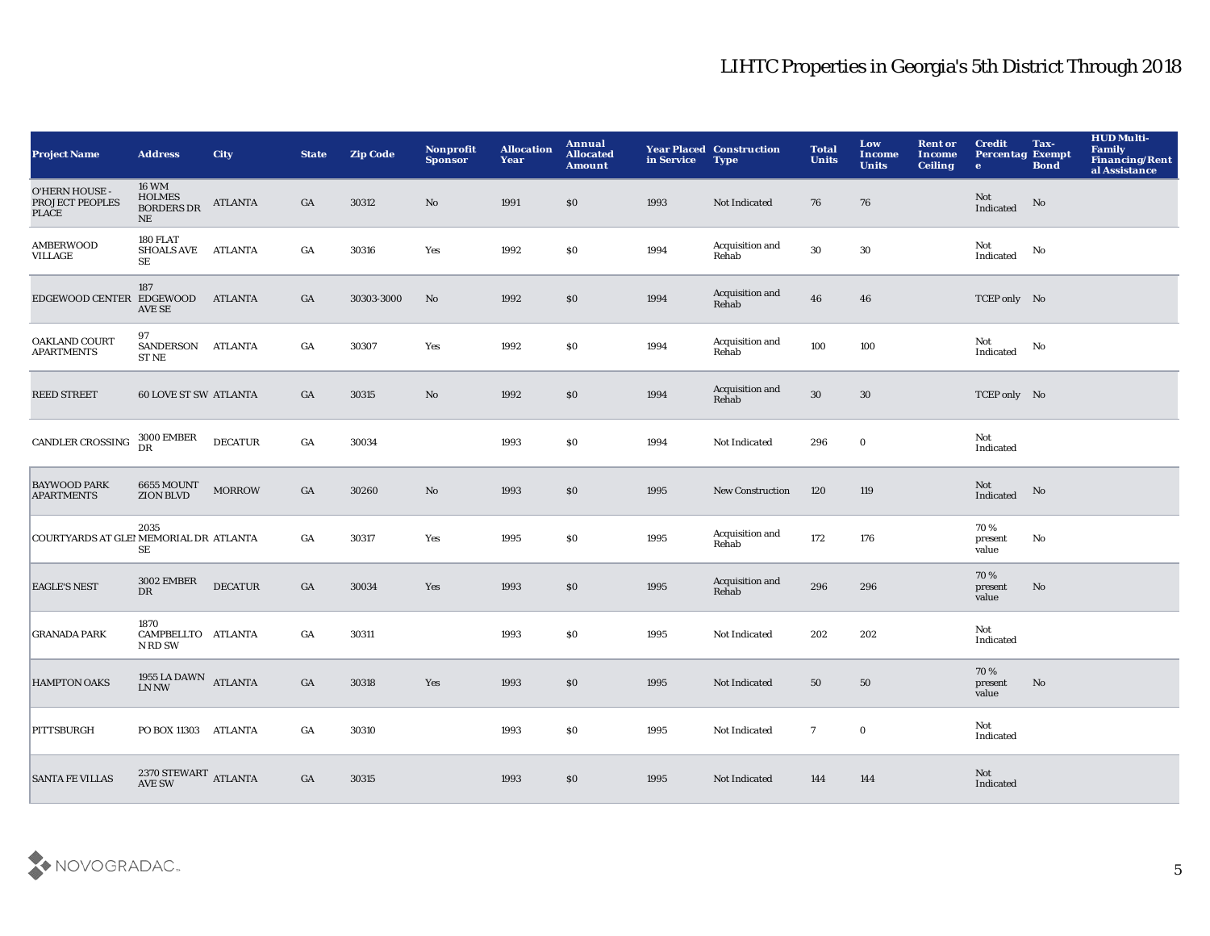# LIHTC Properties in Georgia's 5th District Through 2018

| Project Name | Address | City | State | Zip Code | Nonprofit Sponsor | Allocation Year | Annual Allocated Amount | Year Placed in Service | Construction Type | Total Units | Low Income Units | Rent or Income Ceiling | Credit Percentage | Tax-Exempt Bond | HUD Multi-Family Financing/Rental Assistance |
|---|---|---|---|---|---|---|---|---|---|---|---|---|---|---|---|
| O'HERN HOUSE - PROJECT PEOPLES PLACE | 16 WM HOLMES BORDERS DR NE | ATLANTA | GA | 30312 | No | 1991 | $0 | 1993 | Not Indicated | 76 | 76 | | Not Indicated | No | |
| AMBERWOOD VILLAGE | 180 FLAT SHOALS AVE SE | ATLANTA | GA | 30316 | Yes | 1992 | $0 | 1994 | Acquisition and Rehab | 30 | 30 | | Not Indicated | No | |
| EDGEWOOD CENTER | 187 EDGEWOOD AVE SE | ATLANTA | GA | 30303-3000 | No | 1992 | $0 | 1994 | Acquisition and Rehab | 46 | 46 | | TCEP only | No | |
| OAKLAND COURT APARTMENTS | 97 SANDERSON ST NE | ATLANTA | GA | 30307 | Yes | 1992 | $0 | 1994 | Acquisition and Rehab | 100 | 100 | | Not Indicated | No | |
| REED STREET | 60 LOVE ST SW | ATLANTA | GA | 30315 | No | 1992 | $0 | 1994 | Acquisition and Rehab | 30 | 30 | | TCEP only | No | |
| CANDLER CROSSING | 3000 EMBER DR | DECATUR | GA | 30034 | | 1993 | $0 | 1994 | Not Indicated | 296 | 0 | | Not Indicated | | |
| BAYWOOD PARK APARTMENTS | 6655 MOUNT ZION BLVD | MORROW | GA | 30260 | No | 1993 | $0 | 1995 | New Construction | 120 | 119 | | Not Indicated | No | |
| COURTYARDS AT GLEN | 2035 MEMORIAL DR SE | ATLANTA | GA | 30317 | Yes | 1995 | $0 | 1995 | Acquisition and Rehab | 172 | 176 | | 70 % present value | No | |
| EAGLE'S NEST | 3002 EMBER DR | DECATUR | GA | 30034 | Yes | 1993 | $0 | 1995 | Acquisition and Rehab | 296 | 296 | | 70 % present value | No | |
| GRANADA PARK | 1870 CAMPBELLTON RD SW | ATLANTA | GA | 30311 | | 1993 | $0 | 1995 | Not Indicated | 202 | 202 | | Not Indicated | | |
| HAMPTON OAKS | 1955 LA DAWN LN NW | ATLANTA | GA | 30318 | Yes | 1993 | $0 | 1995 | Not Indicated | 50 | 50 | | 70 % present value | No | |
| PITTSBURGH | PO BOX 11303 | ATLANTA | GA | 30310 | | 1993 | $0 | 1995 | Not Indicated | 7 | 0 | | Not Indicated | | |
| SANTA FE VILLAS | 2370 STEWART AVE SW | ATLANTA | GA | 30315 | | 1993 | $0 | 1995 | Not Indicated | 144 | 144 | | Not Indicated | | |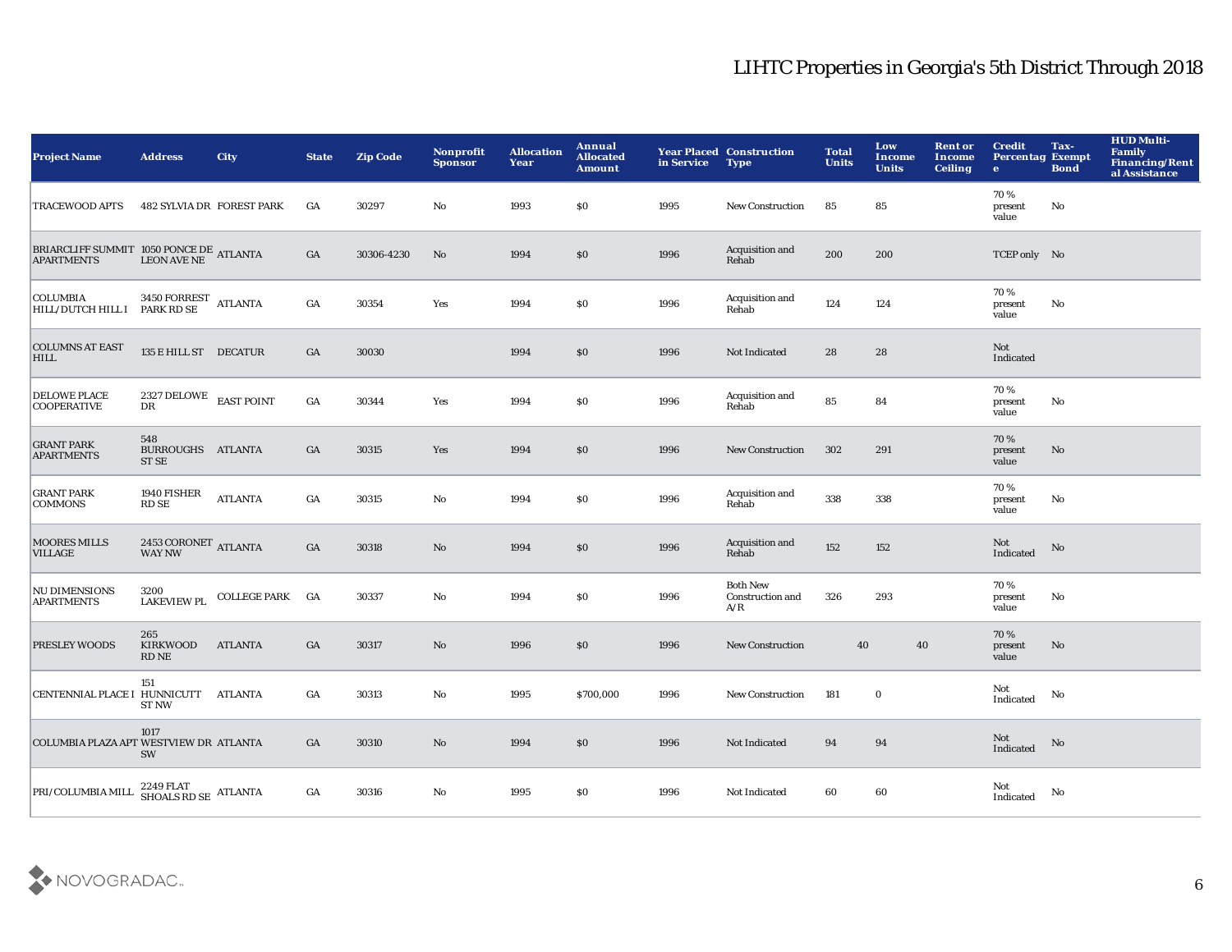| Project Name | Address | City | State | Zip Code | Nonprofit Sponsor | Allocation Year | Annual Allocated Amount | Year Placed in Service | Construction Type | Total Units | Low Income Units | Rent or Income Ceiling | Credit Percentage | Tax-Exempt Bond | HUD Multi-Family Financing/Rental Assistance |
|---|---|---|---|---|---|---|---|---|---|---|---|---|---|---|---|
| TRACEWOOD APTS | 482 SYLVIA DR | FOREST PARK | GA | 30297 | No | 1993 | $0 | 1995 | New Construction | 85 | 85 | | 70 % present value | No | |
| BRIARCLIFF SUMMIT APARTMENTS | 1050 PONCE DE LEON AVE NE | ATLANTA | GA | 30306-4230 | No | 1994 | $0 | 1996 | Acquisition and Rehab | 200 | 200 | | TCEP only | No | |
| COLUMBIA HILL/DUTCH HILL I | 3450 FORREST PARK RD SE | ATLANTA | GA | 30354 | Yes | 1994 | $0 | 1996 | Acquisition and Rehab | 124 | 124 | | 70 % present value | No | |
| COLUMNS AT EAST HILL | 135 E HILL ST | DECATUR | GA | 30030 | | 1994 | $0 | 1996 | Not Indicated | 28 | 28 | | Not Indicated | | |
| DELOWE PLACE COOPERATIVE | 2327 DELOWE DR | EAST POINT | GA | 30344 | Yes | 1994 | $0 | 1996 | Acquisition and Rehab | 85 | 84 | | 70 % present value | No | |
| GRANT PARK APARTMENTS | 548 BURROUGHS ST SE | ATLANTA | GA | 30315 | Yes | 1994 | $0 | 1996 | New Construction | 302 | 291 | | 70 % present value | No | |
| GRANT PARK COMMONS | 1940 FISHER RD SE | ATLANTA | GA | 30315 | No | 1994 | $0 | 1996 | Acquisition and Rehab | 338 | 338 | | 70 % present value | No | |
| MOORES MILLS VILLAGE | 2453 CORONET WAY NW | ATLANTA | GA | 30318 | No | 1994 | $0 | 1996 | Acquisition and Rehab | 152 | 152 | | Not Indicated | No | |
| NU DIMENSIONS APARTMENTS | 3200 LAKEVIEW PL | COLLEGE PARK | GA | 30337 | No | 1994 | $0 | 1996 | Both New Construction and A/R | 326 | 293 | | 70 % present value | No | |
| PRESLEY WOODS | 265 KIRKWOOD RD NE | ATLANTA | GA | 30317 | No | 1996 | $0 | 1996 | New Construction | 40 | 40 | | 70 % present value | No | |
| CENTENNIAL PLACE I | 151 HUNNICUTT ST NW | ATLANTA | GA | 30313 | No | 1995 | $700,000 | 1996 | New Construction | 181 | 0 | | Not Indicated | No | |
| COLUMBIA PLAZA APT | 1017 WESTVIEW DR SW | ATLANTA | GA | 30310 | No | 1994 | $0 | 1996 | Not Indicated | 94 | 94 | | Not Indicated | No | |
| PRI/COLUMBIA MILL | 2249 FLAT SHOALS RD SE | ATLANTA | GA | 30316 | No | 1995 | $0 | 1996 | Not Indicated | 60 | 60 | | Not Indicated | No | |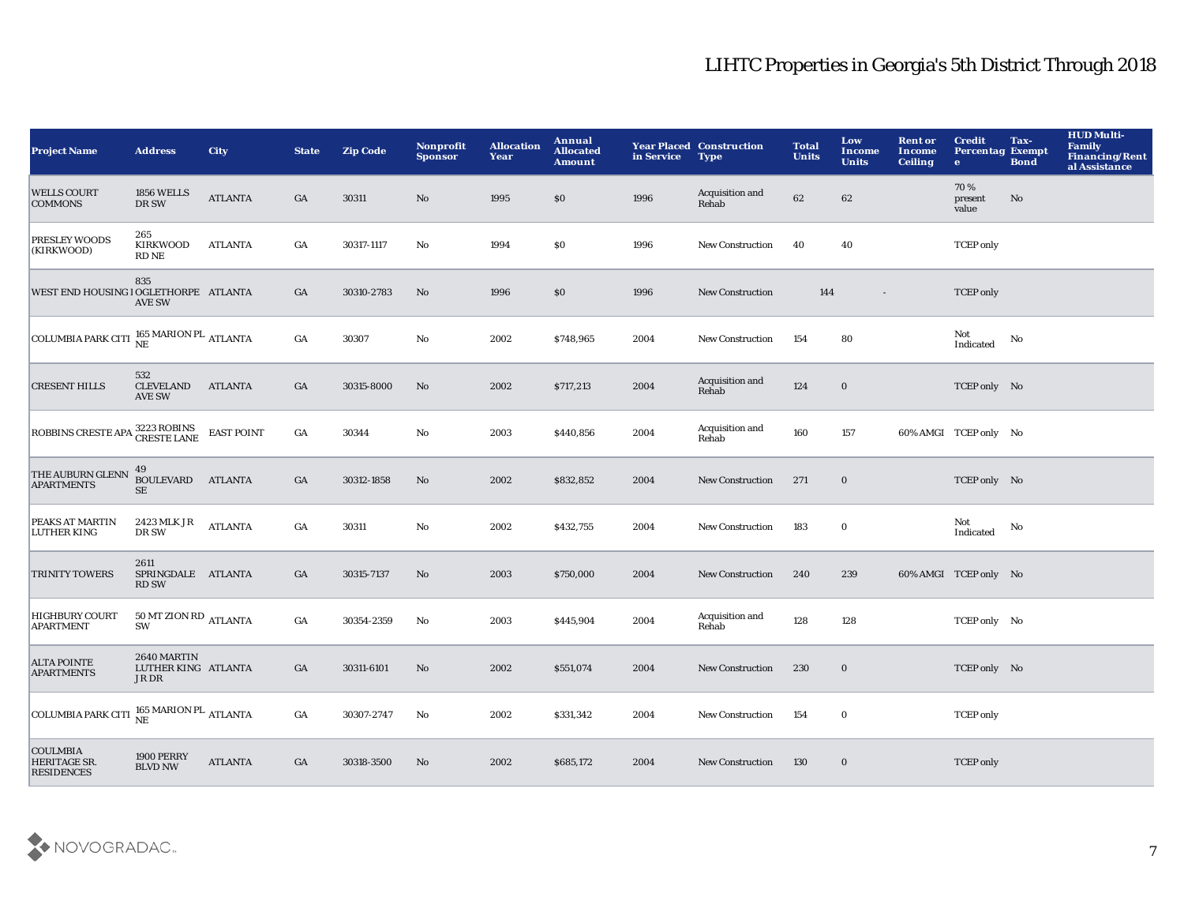# LIHTC Properties in Georgia's 5th District Through 2018

| Project Name | Address | City | State | Zip Code | Nonprofit Sponsor | Allocation Year | Annual Allocated Amount | Year Placed in Service | Construction Type | Total Units | Low Income Units | Rent or Income Ceiling | Credit Percentage | Tax-Exempt Bond | HUD Multi-Family Financing/Rental Assistance |
|---|---|---|---|---|---|---|---|---|---|---|---|---|---|---|---|
| WELLS COURT COMMONS | 1856 WELLS DR SW | ATLANTA | GA | 30311 | No | 1995 | $0 | 1996 | Acquisition and Rehab | 62 | 62 | | 70 % present value | No | |
| PRESLEY WOODS (KIRKWOOD) | 265 KIRKWOOD RD NE | ATLANTA | GA | 30317-1117 | No | 1994 | $0 | 1996 | New Construction | 40 | 40 | | TCEP only | | |
| WEST END HOUSING I | 835 OGLETHORPE AVE SW | ATLANTA | GA | 30310-2783 | No | 1996 | $0 | 1996 | New Construction | 144 | - | | TCEP only | | |
| COLUMBIA PARK CITI | 165 MARION PL NE | ATLANTA | GA | 30307 | No | 2002 | $748,965 | 2004 | New Construction | 154 | 80 | | Not Indicated | No | |
| CRESENT HILLS | 532 CLEVELAND AVE SW | ATLANTA | GA | 30315-8000 | No | 2002 | $717,213 | 2004 | Acquisition and Rehab | 124 | 0 | | TCEP only | No | |
| ROBBINS CRESTE APA | 3223 ROBINS CRESTE LANE | EAST POINT | GA | 30344 | No | 2003 | $440,856 | 2004 | Acquisition and Rehab | 160 | 157 | 60% AMGI | TCEP only | No | |
| THE AUBURN GLENN APARTMENTS | 49 BOULEVARD SE | ATLANTA | GA | 30312-1858 | No | 2002 | $832,852 | 2004 | New Construction | 271 | 0 | | TCEP only | No | |
| PEAKS AT MARTIN LUTHER KING | 2423 MLK JR DR SW | ATLANTA | GA | 30311 | No | 2002 | $432,755 | 2004 | New Construction | 183 | 0 | | Not Indicated | No | |
| TRINITY TOWERS | 2611 SPRINGDALE RD SW | ATLANTA | GA | 30315-7137 | No | 2003 | $750,000 | 2004 | New Construction | 240 | 239 | 60% AMGI | TCEP only | No | |
| HIGHBURY COURT APARTMENT | 50 MT ZION RD SW | ATLANTA | GA | 30354-2359 | No | 2003 | $445,904 | 2004 | Acquisition and Rehab | 128 | 128 | | TCEP only | No | |
| ALTA POINTE APARTMENTS | 2640 MARTIN LUTHER KING JR DR | ATLANTA | GA | 30311-6101 | No | 2002 | $551,074 | 2004 | New Construction | 230 | 0 | | TCEP only | No | |
| COLUMBIA PARK CITI | 165 MARION PL NE | ATLANTA | GA | 30307-2747 | No | 2002 | $331,342 | 2004 | New Construction | 154 | 0 | | TCEP only | | |
| COULMBIA HERITAGE SR. RESIDENCES | 1900 PERRY BLVD NW | ATLANTA | GA | 30318-3500 | No | 2002 | $685,172 | 2004 | New Construction | 130 | 0 | | TCEP only | | |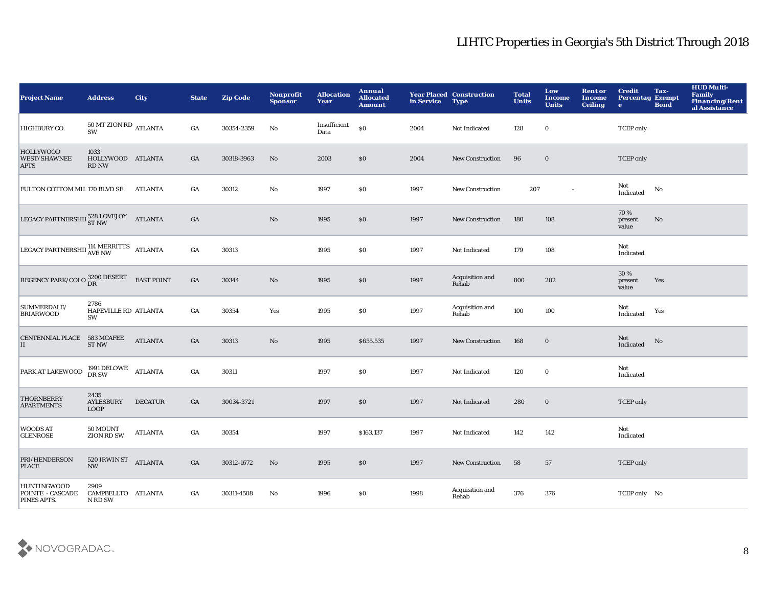## LIHTC Properties in Georgia's 5th District Through 2018

| Project Name | Address | City | State | Zip Code | Nonprofit Sponsor | Allocation Year | Annual Allocated Amount | Year Placed in Service | Construction Type | Total Units | Low Income Units | Rent or Income Ceiling | Credit Percentage | Tax-Exempt Bond | HUD Multi-Family Financing/Rental Assistance |
|---|---|---|---|---|---|---|---|---|---|---|---|---|---|---|---|
| HIGHBURY CO. | 50 MT ZION RD SW | ATLANTA | GA | 30354-2359 | No | Insufficient Data | $0 | 2004 | Not Indicated | 128 | 0 | | TCEP only | | |
| HOLLYWOOD WEST/SHAWNEE APTS | 1033 HOLLYWOOD RD NW | ATLANTA | GA | 30318-3963 | No | 2003 | $0 | 2004 | New Construction | 96 | 0 | | TCEP only | | |
| FULTON COTTOM MIL | 170 BLVD SE | ATLANTA | GA | 30312 | No | 1997 | $0 | 1997 | New Construction | 207 | - | | Not Indicated | No | |
| LEGACY PARTNERSHII | 528 LOVEJOY ST NW | ATLANTA | GA | | No | 1995 | $0 | 1997 | New Construction | 180 | 108 | | 70 % present value | No | |
| LEGACY PARTNERSHII | 114 MERRITTS AVE NW | ATLANTA | GA | 30313 | | 1995 | $0 | 1997 | Not Indicated | 179 | 108 | | Not Indicated | | |
| REGENCY PARK/COLO | 3200 DESERT DR | EAST POINT | GA | 30344 | No | 1995 | $0 | 1997 | Acquisition and Rehab | 800 | 202 | | 30 % present value | Yes | |
| SUMMERDALE/ BRIARWOOD | 2786 HAPEVILLE RD SW | ATLANTA | GA | 30354 | Yes | 1995 | $0 | 1997 | Acquisition and Rehab | 100 | 100 | | Not Indicated | Yes | |
| CENTENNIAL PLACE II | 583 MCAFEE ST NW | ATLANTA | GA | 30313 | No | 1995 | $655,535 | 1997 | New Construction | 168 | 0 | | Not Indicated | No | |
| PARK AT LAKEWOOD | 1991 DELOWE DR SW | ATLANTA | GA | 30311 | | 1997 | $0 | 1997 | Not Indicated | 120 | 0 | | Not Indicated | | |
| THORNBERRY APARTMENTS | 2435 AYLESBURY LOOP | DECATUR | GA | 30034-3721 | | 1997 | $0 | 1997 | Not Indicated | 280 | 0 | | TCEP only | | |
| WOODS AT GLENROSE | 50 MOUNT ZION RD SW | ATLANTA | GA | 30354 | | 1997 | $163,137 | 1997 | Not Indicated | 142 | 142 | | Not Indicated | | |
| PRI/HENDERSON PLACE | 520 IRWIN ST NW | ATLANTA | GA | 30312-1672 | No | 1995 | $0 | 1997 | New Construction | 58 | 57 | | TCEP only | | |
| HUNTINGWOOD POINTE - CASCADE PINES APTS. | 2909 CAMPBELLTON RD SW | ATLANTA | GA | 30311-4508 | No | 1996 | $0 | 1998 | Acquisition and Rehab | 376 | 376 | | TCEP only | No | |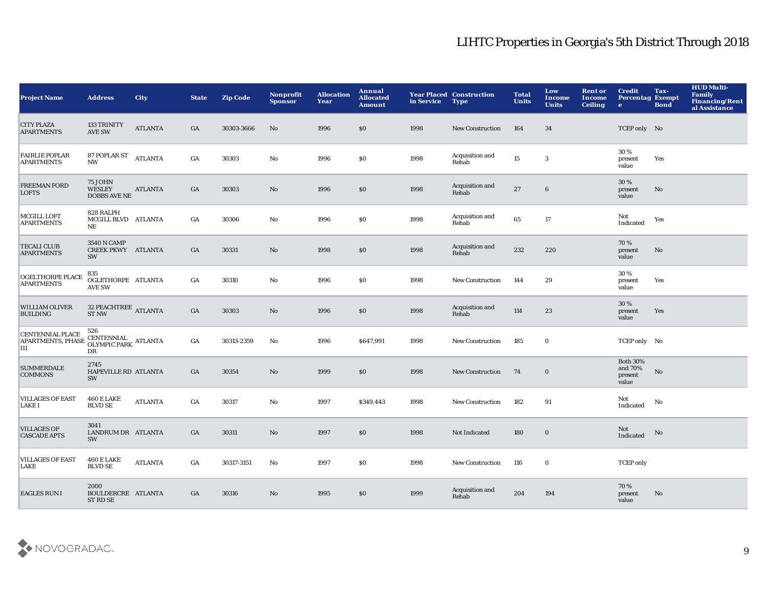# LIHTC Properties in Georgia's 5th District Through 2018

| Project Name | Address | City | State | Zip Code | Nonprofit Sponsor | Allocation Year | Annual Allocated Amount | Year Placed in Service | Construction Type | Total Units | Low Income Units | Rent or Income Ceiling | Credit Percentage | Tax-Exempt Bond | HUD Multi-Family Financing/Rental Assistance |
|---|---|---|---|---|---|---|---|---|---|---|---|---|---|---|---|
| CITY PLAZA APARTMENTS | 133 TRINITY AVE SW | ATLANTA | GA | 30303-3666 | No | 1996 | $0 | 1998 | New Construction | 164 | 34 | | TCEP only | No | |
| FAIRLIE POPLAR APARTMENTS | 87 POPLAR ST NW | ATLANTA | GA | 30303 | No | 1996 | $0 | 1998 | Acquisition and Rehab | 15 | 3 | | 30 % present value | Yes | |
| FREEMAN FORD LOFTS | 75 JOHN WESLEY DOBBS AVE NE | ATLANTA | GA | 30303 | No | 1996 | $0 | 1998 | Acquisition and Rehab | 27 | 6 | | 30 % present value | No | |
| MCGILL LOFT APARTMENTS | 828 RALPH MCGILL BLVD NE | ATLANTA | GA | 30306 | No | 1996 | $0 | 1998 | Acquisition and Rehab | 65 | 17 | | Not Indicated | Yes | |
| TECALI CLUB APARTMENTS | 3540 N CAMP CREEK PKWY SW | ATLANTA | GA | 30331 | No | 1998 | $0 | 1998 | Acquisition and Rehab | 232 | 220 | | 70 % present value | No | |
| OGELTHORPE PLACE APARTMENTS | 835 OGLETHORPE AVE SW | ATLANTA | GA | 30310 | No | 1996 | $0 | 1998 | New Construction | 144 | 29 | | 30 % present value | Yes | |
| WILLIAM OLIVER BUILDING | 32 PEACHTREE ST NW | ATLANTA | GA | 30303 | No | 1996 | $0 | 1998 | Acquisition and Rehab | 114 | 23 | | 30 % present value | Yes | |
| CENTENNIAL PLACE APARTMENTS, PHASE III | 526 CENTENNIAL OLYMPIC PARK DR | ATLANTA | GA | 30313-2359 | No | 1996 | $647,991 | 1998 | New Construction | 185 | 0 | | TCEP only | No | |
| SUMMERDALE COMMONS | 2745 HAPEVILLE RD SW | ATLANTA | GA | 30354 | No | 1999 | $0 | 1998 | New Construction | 74 | 0 | | Both 30% and 70% present value | No | |
| VILLAGES OF EAST LAKE I | 460 E LAKE BLVD SE | ATLANTA | GA | 30317 | No | 1997 | $349,443 | 1998 | New Construction | 182 | 91 | | Not Indicated | No | |
| VILLAGES OF CASCADE APTS | 3041 LANDRUM DR SW | ATLANTA | GA | 30311 | No | 1997 | $0 | 1998 | Not Indicated | 180 | 0 | | Not Indicated | No | |
| VILLAGES OF EAST LAKE | 460 E LAKE BLVD SE | ATLANTA | GA | 30317-3151 | No | 1997 | $0 | 1998 | New Construction | 116 | 0 | | TCEP only | | |
| EAGLES RUN I | 2000 BOULDERCREST RD SE | ATLANTA | GA | 30316 | No | 1995 | $0 | 1999 | Acquisition and Rehab | 204 | 194 | | 70 % present value | No | |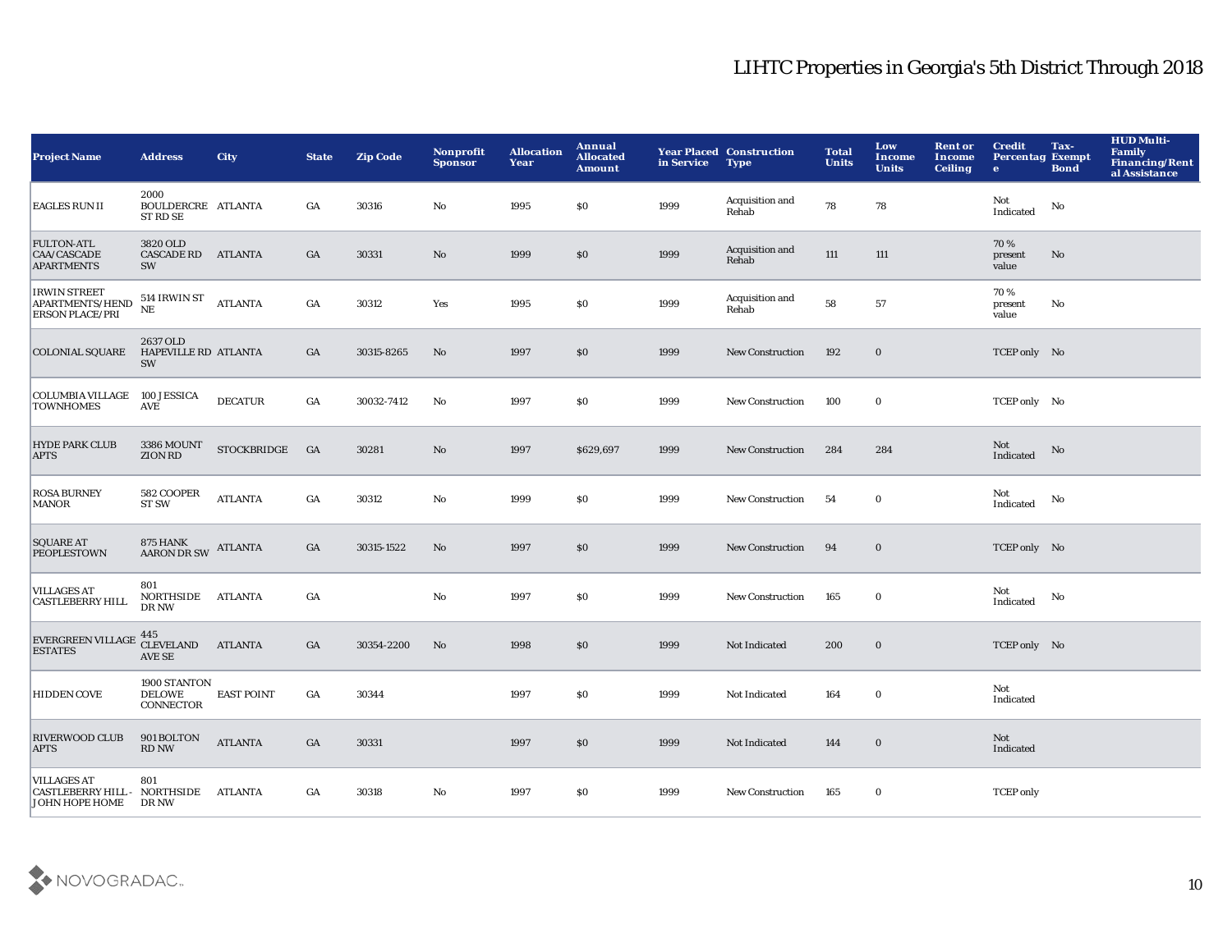# LIHTC Properties in Georgia's 5th District Through 2018

| Project Name | Address | City | State | Zip Code | Nonprofit Sponsor | Allocation Year | Annual Allocated Amount | Year Placed in Service | Construction Type | Total Units | Low Income Units | Rent or Income Ceiling | Credit Percentage | Tax-Exempt Bond | HUD Multi-Family Financing/Rental Assistance |
|---|---|---|---|---|---|---|---|---|---|---|---|---|---|---|---|
| EAGLES RUN II | 2000 BOULDERCREST RD SE | ATLANTA | GA | 30316 | No | 1995 | $0 | 1999 | Acquisition and Rehab | 78 | 78 | | Not Indicated | No | |
| FULTON-ATL CAA/CASCADE APARTMENTS | 3820 OLD CASCADE RD SW | ATLANTA | GA | 30331 | No | 1999 | $0 | 1999 | Acquisition and Rehab | 111 | 111 | | 70 % present value | No | |
| IRWIN STREET APARTMENTS/HENDERSON PLACE/PRI | 514 IRWIN ST NE | ATLANTA | GA | 30312 | Yes | 1995 | $0 | 1999 | Acquisition and Rehab | 58 | 57 | | 70 % present value | No | |
| COLONIAL SQUARE | 2637 OLD HAPEVILLE RD SW | ATLANTA | GA | 30315-8265 | No | 1997 | $0 | 1999 | New Construction | 192 | 0 | | TCEP only | No | |
| COLUMBIA VILLAGE TOWNHOMES | 100 JESSICA AVE | DECATUR | GA | 30032-7412 | No | 1997 | $0 | 1999 | New Construction | 100 | 0 | | TCEP only | No | |
| HYDE PARK CLUB APTS | 3386 MOUNT ZION RD | STOCKBRIDGE | GA | 30281 | No | 1997 | $629,697 | 1999 | New Construction | 284 | 284 | | Not Indicated | No | |
| ROSA BURNEY MANOR | 582 COOPER ST SW | ATLANTA | GA | 30312 | No | 1999 | $0 | 1999 | New Construction | 54 | 0 | | Not Indicated | No | |
| SQUARE AT PEOPLESTOWN | 875 HANK AARON DR SW | ATLANTA | GA | 30315-1522 | No | 1997 | $0 | 1999 | New Construction | 94 | 0 | | TCEP only | No | |
| VILLAGES AT CASTLEBERRY HILL | 801 NORTHSIDE DR NW | ATLANTA | GA | | No | 1997 | $0 | 1999 | New Construction | 165 | 0 | | Not Indicated | No | |
| EVERGREEN VILLAGE ESTATES | 445 CLEVELAND AVE SE | ATLANTA | GA | 30354-2200 | No | 1998 | $0 | 1999 | Not Indicated | 200 | 0 | | TCEP only | No | |
| HIDDEN COVE | 1900 STANTON DELOWE CONNECTOR | EAST POINT | GA | 30344 | | 1997 | $0 | 1999 | Not Indicated | 164 | 0 | | Not Indicated | | |
| RIVERWOOD CLUB APTS | 901 BOLTON RD NW | ATLANTA | GA | 30331 | | 1997 | $0 | 1999 | Not Indicated | 144 | 0 | | Not Indicated | | |
| VILLAGES AT CASTLEBERRY HILL - JOHN HOPE HOME | 801 NORTHSIDE DR NW | ATLANTA | GA | 30318 | No | 1997 | $0 | 1999 | New Construction | 165 | 0 | | TCEP only | | |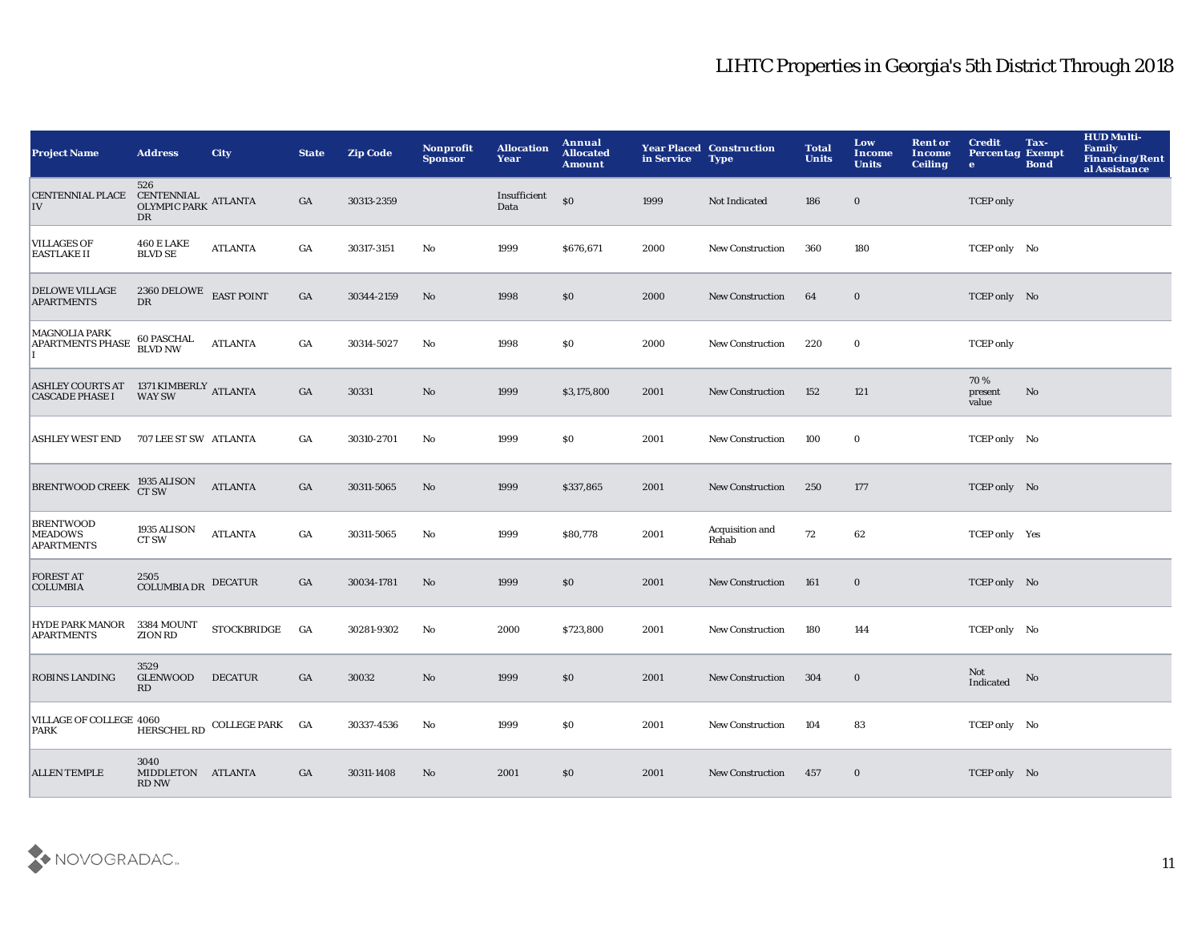## LIHTC Properties in Georgia's 5th District Through 2018

| Project Name | Address | City | State | Zip Code | Nonprofit Sponsor | Allocation Year | Annual Allocated Amount | Year Placed in Service | Construction Type | Total Units | Low Income Units | Rent or Income Ceiling | Credit Percentage | Tax-Exempt Bond | HUD Multi-Family Financing/Rental Assistance |
|---|---|---|---|---|---|---|---|---|---|---|---|---|---|---|---|
| CENTENNIAL PLACE IV | 526 CENTENNIAL OLYMPIC PARK DR | ATLANTA | GA | 30313-2359 | | Insufficient Data | $0 | 1999 | Not Indicated | 186 | 0 | | TCEP only | | |
| VILLAGES OF EASTLAKE II | 460 E LAKE BLVD SE | ATLANTA | GA | 30317-3151 | No | 1999 | $676,671 | 2000 | New Construction | 360 | 180 | | TCEP only | No | |
| DELOWE VILLAGE APARTMENTS | 2360 DELOWE DR | EAST POINT | GA | 30344-2159 | No | 1998 | $0 | 2000 | New Construction | 64 | 0 | | TCEP only | No | |
| MAGNOLIA PARK APARTMENTS PHASE I | 60 PASCHAL BLVD NW | ATLANTA | GA | 30314-5027 | No | 1998 | $0 | 2000 | New Construction | 220 | 0 | | TCEP only | | |
| ASHLEY COURTS AT CASCADE PHASE I | 1371 KIMBERLY WAY SW | ATLANTA | GA | 30331 | No | 1999 | $3,175,800 | 2001 | New Construction | 152 | 121 | | 70 % present value | No | |
| ASHLEY WEST END | 707 LEE ST SW | ATLANTA | GA | 30310-2701 | No | 1999 | $0 | 2001 | New Construction | 100 | 0 | | TCEP only | No | |
| BRENTWOOD CREEK | 1935 ALISON CT SW | ATLANTA | GA | 30311-5065 | No | 1999 | $337,865 | 2001 | New Construction | 250 | 177 | | TCEP only | No | |
| BRENTWOOD MEADOWS APARTMENTS | 1935 ALISON CT SW | ATLANTA | GA | 30311-5065 | No | 1999 | $80,778 | 2001 | Acquisition and Rehab | 72 | 62 | | TCEP only | Yes | |
| FOREST AT COLUMBIA | 2505 COLUMBIA DR | DECATUR | GA | 30034-1781 | No | 1999 | $0 | 2001 | New Construction | 161 | 0 | | TCEP only | No | |
| HYDE PARK MANOR APARTMENTS | 3384 MOUNT ZION RD | STOCKBRIDGE | GA | 30281-9302 | No | 2000 | $723,800 | 2001 | New Construction | 180 | 144 | | TCEP only | No | |
| ROBINS LANDING | 3529 GLENWOOD RD | DECATUR | GA | 30032 | No | 1999 | $0 | 2001 | New Construction | 304 | 0 | | Not Indicated | No | |
| VILLAGE OF COLLEGE PARK | 4060 HERSCHEL RD | COLLEGE PARK | GA | 30337-4536 | No | 1999 | $0 | 2001 | New Construction | 104 | 83 | | TCEP only | No | |
| ALLEN TEMPLE | 3040 MIDDLETON RD NW | ATLANTA | GA | 30311-1408 | No | 2001 | $0 | 2001 | New Construction | 457 | 0 | | TCEP only | No | |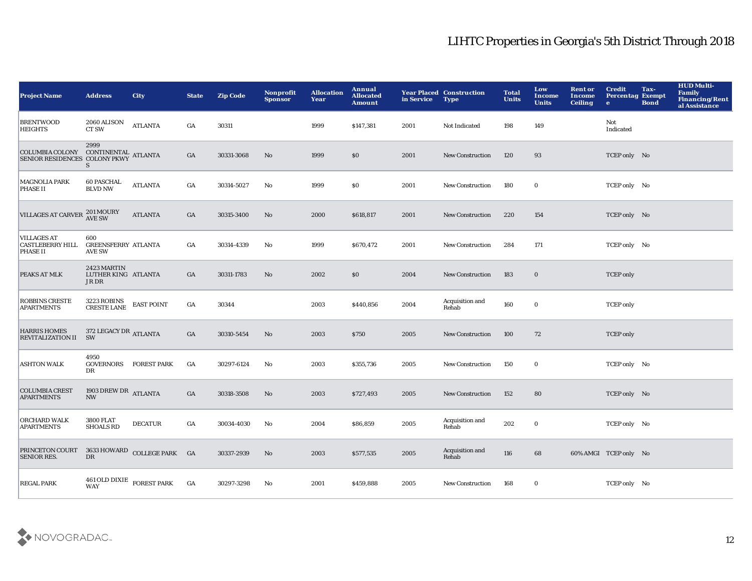# LIHTC Properties in Georgia's 5th District Through 2018

| Project Name | Address | City | State | Zip Code | Nonprofit Sponsor | Allocation Year | Annual Allocated Amount | Year Placed in Service | Construction Type | Total Units | Low Income Units | Rent or Income Ceiling | Credit Percentage | Tax-Exempt Bond | HUD Multi-Family Financing/Rental Assistance |
|---|---|---|---|---|---|---|---|---|---|---|---|---|---|---|---|
| BRENTWOOD HEIGHTS | 2060 ALISON CT SW | ATLANTA | GA | 30311 | | 1999 | $147,381 | 2001 | Not Indicated | 198 | 149 | | Not Indicated | | |
| COLUMBIA COLONY SENIOR RESIDENCES | 2999 CONTINENTAL COLONY PKWY S | ATLANTA | GA | 30331-3068 | No | 1999 | $0 | 2001 | New Construction | 120 | 93 | | TCEP only | No | |
| MAGNOLIA PARK PHASE II | 60 PASCHAL BLVD NW | ATLANTA | GA | 30314-5027 | No | 1999 | $0 | 2001 | New Construction | 180 | 0 | | TCEP only | No | |
| VILLAGES AT CARVER | 201 MOURY AVE SW | ATLANTA | GA | 30315-3400 | No | 2000 | $618,817 | 2001 | New Construction | 220 | 154 | | TCEP only | No | |
| VILLAGES AT CASTLEBERRY HILL PHASE II | 600 GREENSFERRY AVE SW | ATLANTA | GA | 30314-4339 | No | 1999 | $670,472 | 2001 | New Construction | 284 | 171 | | TCEP only | No | |
| PEAKS AT MLK | 2423 MARTIN LUTHER KING JR DR | ATLANTA | GA | 30311-1783 | No | 2002 | $0 | 2004 | New Construction | 183 | 0 | | TCEP only | | |
| ROBBINS CRESTE APARTMENTS | 3223 ROBINS CRESTE LANE | EAST POINT | GA | 30344 | | 2003 | $440,856 | 2004 | Acquisition and Rehab | 160 | 0 | | TCEP only | | |
| HARRIS HOMES REVITALIZATION II | 372 LEGACY DR SW | ATLANTA | GA | 30310-5454 | No | 2003 | $750 | 2005 | New Construction | 100 | 72 | | TCEP only | | |
| ASHTON WALK | 4950 GOVERNORS DR | FOREST PARK | GA | 30297-6124 | No | 2003 | $355,736 | 2005 | New Construction | 150 | 0 | | TCEP only | No | |
| COLUMBIA CREST APARTMENTS | 1903 DREW DR NW | ATLANTA | GA | 30318-3508 | No | 2003 | $727,493 | 2005 | New Construction | 152 | 80 | | TCEP only | No | |
| ORCHARD WALK APARTMENTS | 3800 FLAT SHOALS RD | DECATUR | GA | 30034-4030 | No | 2004 | $86,859 | 2005 | Acquisition and Rehab | 202 | 0 | | TCEP only | No | |
| PRINCETON COURT SENIOR RES. | 3633 HOWARD DR | COLLEGE PARK | GA | 30337-2939 | No | 2003 | $577,535 | 2005 | Acquisition and Rehab | 116 | 68 | 60% AMGI | TCEP only | No | |
| REGAL PARK | 461 OLD DIXIE WAY | FOREST PARK | GA | 30297-3298 | No | 2001 | $459,888 | 2005 | New Construction | 168 | 0 | | TCEP only | No | |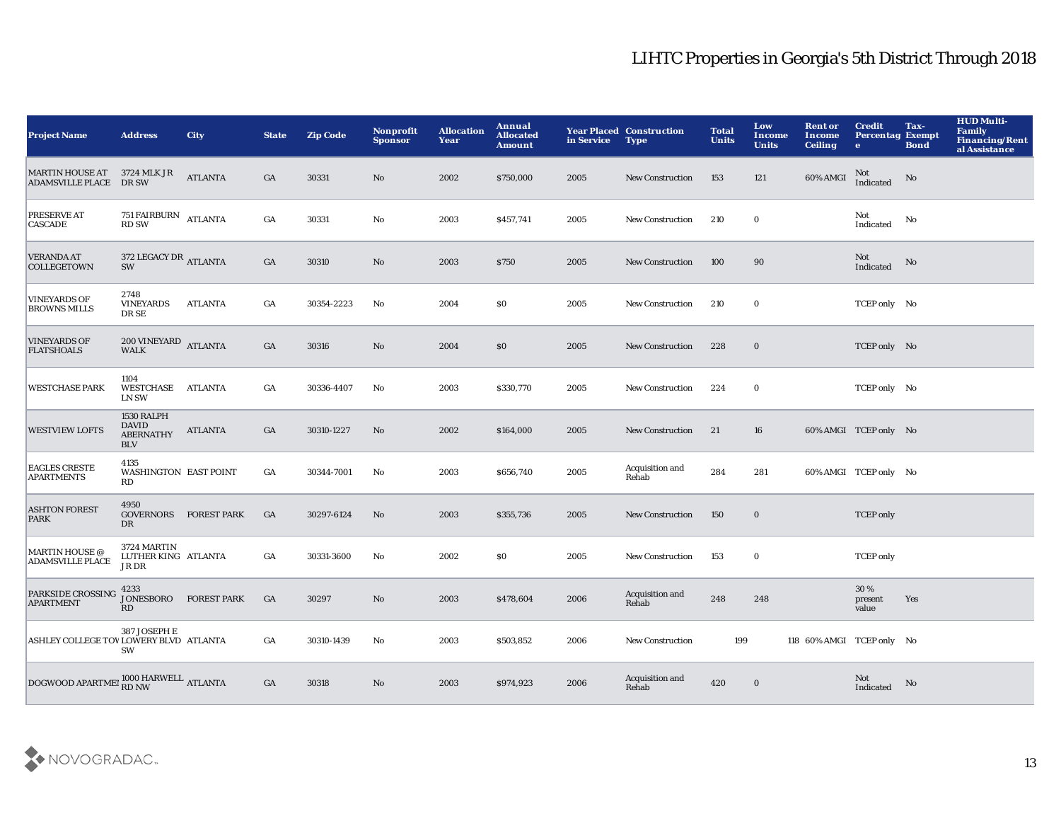# LIHTC Properties in Georgia's 5th District Through 2018

| Project Name | Address | City | State | Zip Code | Nonprofit Sponsor | Allocation Year | Annual Allocated Amount | Year Placed in Service | Construction Type | Total Units | Low Income Units | Rent or Income Ceiling | Credit Percentage | Tax-Exempt Bond | HUD Multi-Family Financing/Rental Assistance |
|---|---|---|---|---|---|---|---|---|---|---|---|---|---|---|---|
| MARTIN HOUSE AT ADAMSVILLE PLACE | 3724 MLK JR DR SW | ATLANTA | GA | 30331 | No | 2002 | $750,000 | 2005 | New Construction | 153 | 121 | 60% AMGI | Not Indicated | No | |
| PRESERVE AT CASCADE | 751 FAIRBURN RD SW | ATLANTA | GA | 30331 | No | 2003 | $457,741 | 2005 | New Construction | 210 | 0 | | Not Indicated | No | |
| VERANDA AT COLLEGETOWN | 372 LEGACY DR SW | ATLANTA | GA | 30310 | No | 2003 | $750 | 2005 | New Construction | 100 | 90 | | Not Indicated | No | |
| VINEYARDS OF BROWNS MILLS | 2748 VINEYARDS DR SE | ATLANTA | GA | 30354-2223 | No | 2004 | $0 | 2005 | New Construction | 210 | 0 | | TCEP only | No | |
| VINEYARDS OF FLATSHOALS | 200 VINEYARD WALK | ATLANTA | GA | 30316 | No | 2004 | $0 | 2005 | New Construction | 228 | 0 | | TCEP only | No | |
| WESTCHASE PARK | 1104 WESTCHASE LN SW | ATLANTA | GA | 30336-4407 | No | 2003 | $330,770 | 2005 | New Construction | 224 | 0 | | TCEP only | No | |
| WESTVIEW LOFTS | 1530 RALPH DAVID ABERNATHY BLV | ATLANTA | GA | 30310-1227 | No | 2002 | $164,000 | 2005 | New Construction | 21 | 16 | 60% AMGI | TCEP only | No | |
| EAGLES CRESTE APARTMENTS | 4135 WASHINGTON RD | EAST POINT | GA | 30344-7001 | No | 2003 | $656,740 | 2005 | Acquisition and Rehab | 284 | 281 | 60% AMGI | TCEP only | No | |
| ASHTON FOREST PARK | 4950 GOVERNORS DR | FOREST PARK | GA | 30297-6124 | No | 2003 | $355,736 | 2005 | New Construction | 150 | 0 | | TCEP only | | |
| MARTIN HOUSE @ ADAMSVILLE PLACE | 3724 MARTIN LUTHER KING JR DR | ATLANTA | GA | 30331-3600 | No | 2002 | $0 | 2005 | New Construction | 153 | 0 | | TCEP only | | |
| PARKSIDE CROSSING APARTMENT | 4233 JONESBORO RD | FOREST PARK | GA | 30297 | No | 2003 | $478,604 | 2006 | Acquisition and Rehab | 248 | 248 | | 30 % present value | Yes | |
| ASHLEY COLLEGE TOV | 387 JOSEPH E LOWERY BLVD SW | ATLANTA | GA | 30310-1439 | No | 2003 | $503,852 | 2006 | New Construction | 199 | 118 | 60% AMGI | TCEP only | No | |
| DOGWOOD APARTMEI | 1000 HARWELL RD NW | ATLANTA | GA | 30318 | No | 2003 | $974,923 | 2006 | Acquisition and Rehab | 420 | 0 | | Not Indicated | No | |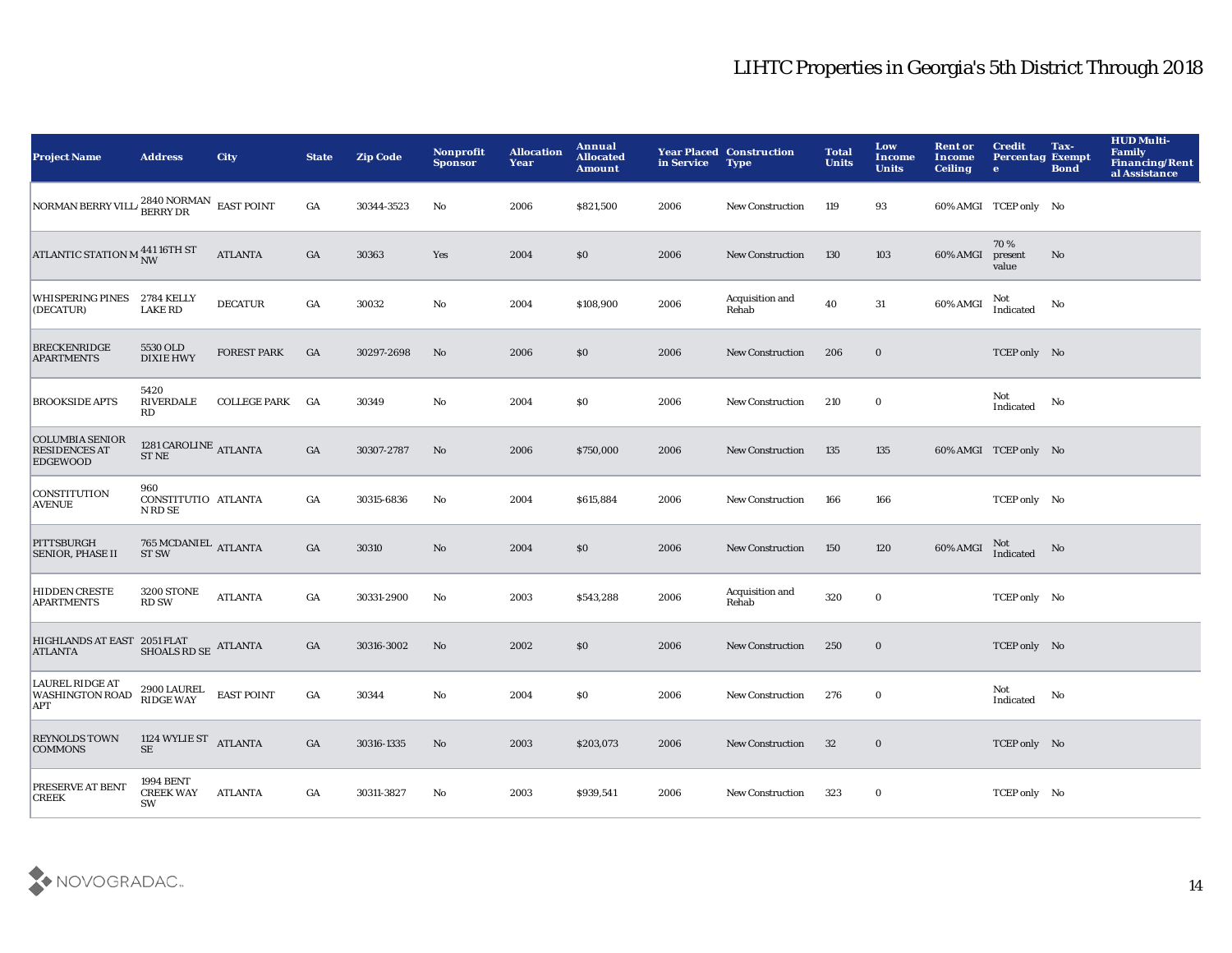# LIHTC Properties in Georgia's 5th District Through 2018

| Project Name | Address | City | State | Zip Code | Nonprofit Sponsor | Allocation Year | Annual Allocated Amount | Year Placed in Service | Construction Type | Total Units | Low Income Units | Rent or Income Ceiling | Credit Percentage | Tax-Exempt Bond | HUD Multi-Family Financing/Rental Assistance |
|---|---|---|---|---|---|---|---|---|---|---|---|---|---|---|---|
| NORMAN BERRY VILLA | 2840 NORMAN BERRY DR | EAST POINT | GA | 30344-3523 | No | 2006 | $821,500 | 2006 | New Construction | 119 | 93 | 60% AMGI | TCEP only | No | |
| ATLANTIC STATION M | 441 16TH ST NW | ATLANTA | GA | 30363 | Yes | 2004 | $0 | 2006 | New Construction | 130 | 103 | 60% AMGI | 70 % present value | No | |
| WHISPERING PINES (DECATUR) | 2784 KELLY LAKE RD | DECATUR | GA | 30032 | No | 2004 | $108,900 | 2006 | Acquisition and Rehab | 40 | 31 | 60% AMGI | Not Indicated | No | |
| BRECKENRIDGE APARTMENTS | 5530 OLD DIXIE HWY | FOREST PARK | GA | 30297-2698 | No | 2006 | $0 | 2006 | New Construction | 206 | 0 | | TCEP only | No | |
| BROOKSIDE APTS | 5420 RIVERDALE RD | COLLEGE PARK | GA | 30349 | No | 2004 | $0 | 2006 | New Construction | 210 | 0 | | Not Indicated | No | |
| COLUMBIA SENIOR RESIDENCES AT EDGEWOOD | 1281 CAROLINE ST NE | ATLANTA | GA | 30307-2787 | No | 2006 | $750,000 | 2006 | New Construction | 135 | 135 | 60% AMGI | TCEP only | No | |
| CONSTITUTION AVENUE | 960 CONSTITUTION RD SE | ATLANTA | GA | 30315-6836 | No | 2004 | $615,884 | 2006 | New Construction | 166 | 166 | | TCEP only | No | |
| PITTSBURGH SENIOR, PHASE II | 765 MCDANIEL ST SW | ATLANTA | GA | 30310 | No | 2004 | $0 | 2006 | New Construction | 150 | 120 | 60% AMGI | Not Indicated | No | |
| HIDDEN CRESTE APARTMENTS | 3200 STONE RD SW | ATLANTA | GA | 30331-2900 | No | 2003 | $543,288 | 2006 | Acquisition and Rehab | 320 | 0 | | TCEP only | No | |
| HIGHLANDS AT EAST ATLANTA | 2051 FLAT SHOALS RD SE | ATLANTA | GA | 30316-3002 | No | 2002 | $0 | 2006 | New Construction | 250 | 0 | | TCEP only | No | |
| LAUREL RIDGE AT WASHINGTON ROAD APT | 2900 LAUREL RIDGE WAY | EAST POINT | GA | 30344 | No | 2004 | $0 | 2006 | New Construction | 276 | 0 | | Not Indicated | No | |
| REYNOLDS TOWN COMMONS | 1124 WYLIE ST SE | ATLANTA | GA | 30316-1335 | No | 2003 | $203,073 | 2006 | New Construction | 32 | 0 | | TCEP only | No | |
| PRESERVE AT BENT CREEK | 1994 BENT CREEK WAY SW | ATLANTA | GA | 30311-3827 | No | 2003 | $939,541 | 2006 | New Construction | 323 | 0 | | TCEP only | No | |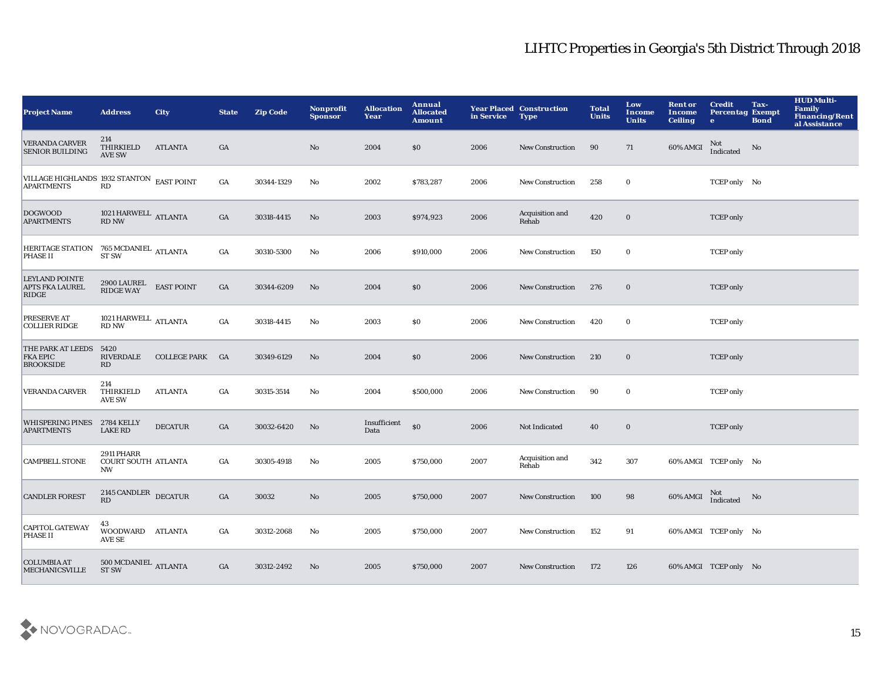# LIHTC Properties in Georgia's 5th District Through 2018

| Project Name | Address | City | State | Zip Code | Nonprofit Sponsor | Allocation Year | Annual Allocated Amount | Year Placed in Service | Construction Type | Total Units | Low Income Units | Rent or Income Ceiling | Credit Percentage | Tax-Exempt Bond | HUD Multi-Family Financing/Rental Assistance |
|---|---|---|---|---|---|---|---|---|---|---|---|---|---|---|---|
| VERANDA CARVER SENIOR BUILDING | 214 THIRKIELD AVE SW | ATLANTA | GA | | No | 2004 | $0 | 2006 | New Construction | 90 | 71 | 60% AMGI | Not Indicated | No | |
| VILLAGE HIGHLANDS APARTMENTS | 1932 STANTON RD | EAST POINT | GA | 30344-1329 | No | 2002 | $783,287 | 2006 | New Construction | 258 | 0 | | TCEP only | No | |
| DOGWOOD APARTMENTS | 1021 HARWELL RD NW | ATLANTA | GA | 30318-4415 | No | 2003 | $974,923 | 2006 | Acquisition and Rehab | 420 | 0 | | TCEP only | | |
| HERITAGE STATION PHASE II | 765 MCDANIEL ST SW | ATLANTA | GA | 30310-5300 | No | 2006 | $910,000 | 2006 | New Construction | 150 | 0 | | TCEP only | | |
| LEYLAND POINTE APTS FKA LAUREL RIDGE | 2900 LAUREL RIDGE WAY | EAST POINT | GA | 30344-6209 | No | 2004 | $0 | 2006 | New Construction | 276 | 0 | | TCEP only | | |
| PRESERVE AT COLLIER RIDGE | 1021 HARWELL RD NW | ATLANTA | GA | 30318-4415 | No | 2003 | $0 | 2006 | New Construction | 420 | 0 | | TCEP only | | |
| THE PARK AT LEEDS FKA EPIC BROOKSIDE | 5420 RIVERDALE RD | COLLEGE PARK | GA | 30349-6129 | No | 2004 | $0 | 2006 | New Construction | 210 | 0 | | TCEP only | | |
| VERANDA CARVER | 214 THIRKIELD AVE SW | ATLANTA | GA | 30315-3514 | No | 2004 | $500,000 | 2006 | New Construction | 90 | 0 | | TCEP only | | |
| WHISPERING PINES APARTMENTS | 2784 KELLY LAKE RD | DECATUR | GA | 30032-6420 | No | Insufficient Data | $0 | 2006 | Not Indicated | 40 | 0 | | TCEP only | | |
| CAMPBELL STONE | 2911 PHARR COURT SOUTH NW | ATLANTA | GA | 30305-4918 | No | 2005 | $750,000 | 2007 | Acquisition and Rehab | 342 | 307 | 60% AMGI | TCEP only | No | |
| CANDLER FOREST | 2145 CANDLER RD | DECATUR | GA | 30032 | No | 2005 | $750,000 | 2007 | New Construction | 100 | 98 | 60% AMGI | Not Indicated | No | |
| CAPITOL GATEWAY PHASE II | 43 WOODWARD AVE SE | ATLANTA | GA | 30312-2068 | No | 2005 | $750,000 | 2007 | New Construction | 152 | 91 | 60% AMGI | TCEP only | No | |
| COLUMBIA AT MECHANICSVILLE | 500 MCDANIEL ST SW | ATLANTA | GA | 30312-2492 | No | 2005 | $750,000 | 2007 | New Construction | 172 | 126 | 60% AMGI | TCEP only | No | |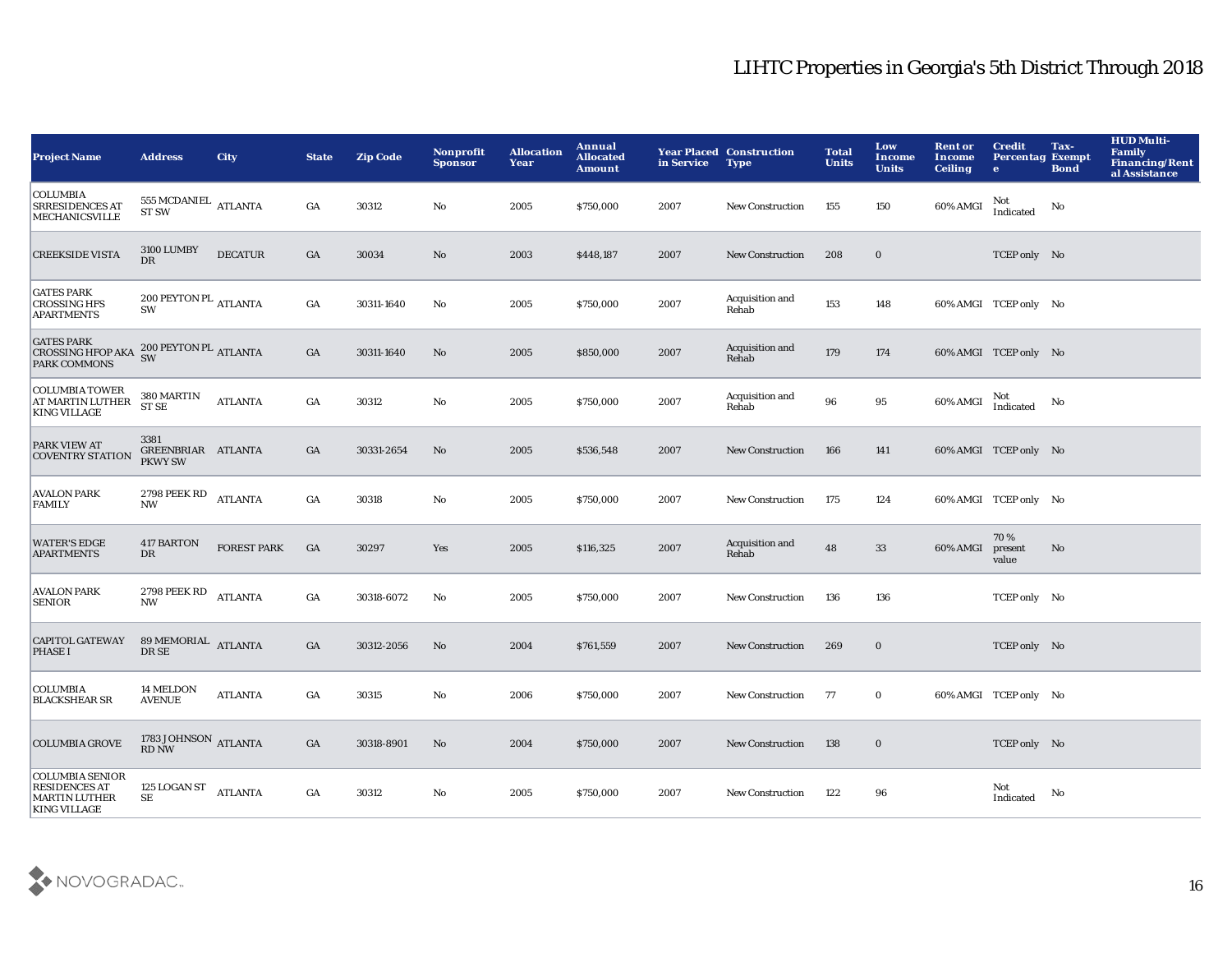# LIHTC Properties in Georgia's 5th District Through 2018

| Project Name | Address | City | State | Zip Code | Nonprofit Sponsor | Allocation Year | Annual Allocated Amount | Year Placed in Service | Construction Type | Total Units | Low Income Units | Rent or Income Ceiling | Credit Percentage | Tax-Exempt Bond | HUD Multi-Family Financing/Rental Assistance |
|---|---|---|---|---|---|---|---|---|---|---|---|---|---|---|---|
| COLUMBIA SRRESIDENCES AT MECHANICSVILLE | 555 MCDANIEL ST SW | ATLANTA | GA | 30312 | No | 2005 | $750,000 | 2007 | New Construction | 155 | 150 | 60% AMGI | Not Indicated | No | |
| CREEKSIDE VISTA | 3100 LUMBY DR | DECATUR | GA | 30034 | No | 2003 | $448,187 | 2007 | New Construction | 208 | 0 | | TCEP only | No | |
| GATES PARK CROSSING HFS APARTMENTS | 200 PEYTON PL SW | ATLANTA | GA | 30311-1640 | No | 2005 | $750,000 | 2007 | Acquisition and Rehab | 153 | 148 | 60% AMGI | TCEP only | No | |
| GATES PARK CROSSING HFOP AKA PARK COMMONS | 200 PEYTON PL SW | ATLANTA | GA | 30311-1640 | No | 2005 | $850,000 | 2007 | Acquisition and Rehab | 179 | 174 | 60% AMGI | TCEP only | No | |
| COLUMBIA TOWER AT MARTIN LUTHER KING VILLAGE | 380 MARTIN ST SE | ATLANTA | GA | 30312 | No | 2005 | $750,000 | 2007 | Acquisition and Rehab | 96 | 95 | 60% AMGI | Not Indicated | No | |
| PARK VIEW AT COVENTRY STATION | 3381 GREENBRIAR PKWY SW | ATLANTA | GA | 30331-2654 | No | 2005 | $536,548 | 2007 | New Construction | 166 | 141 | 60% AMGI | TCEP only | No | |
| AVALON PARK FAMILY | 2798 PEEK RD NW | ATLANTA | GA | 30318 | No | 2005 | $750,000 | 2007 | New Construction | 175 | 124 | 60% AMGI | TCEP only | No | |
| WATER'S EDGE APARTMENTS | 417 BARTON DR | FOREST PARK | GA | 30297 | Yes | 2005 | $116,325 | 2007 | Acquisition and Rehab | 48 | 33 | 60% AMGI | 70 % present value | No | |
| AVALON PARK SENIOR | 2798 PEEK RD NW | ATLANTA | GA | 30318-6072 | No | 2005 | $750,000 | 2007 | New Construction | 136 | 136 | | TCEP only | No | |
| CAPITOL GATEWAY PHASE I | 89 MEMORIAL DR SE | ATLANTA | GA | 30312-2056 | No | 2004 | $761,559 | 2007 | New Construction | 269 | 0 | | TCEP only | No | |
| COLUMBIA BLACKSHEAR SR | 14 MELDON AVENUE | ATLANTA | GA | 30315 | No | 2006 | $750,000 | 2007 | New Construction | 77 | 0 | 60% AMGI | TCEP only | No | |
| COLUMBIA GROVE | 1783 JOHNSON RD NW | ATLANTA | GA | 30318-8901 | No | 2004 | $750,000 | 2007 | New Construction | 138 | 0 | | TCEP only | No | |
| COLUMBIA SENIOR RESIDENCES AT MARTIN LUTHER KING VILLAGE | 125 LOGAN ST SE | ATLANTA | GA | 30312 | No | 2005 | $750,000 | 2007 | New Construction | 122 | 96 | | Not Indicated | No | |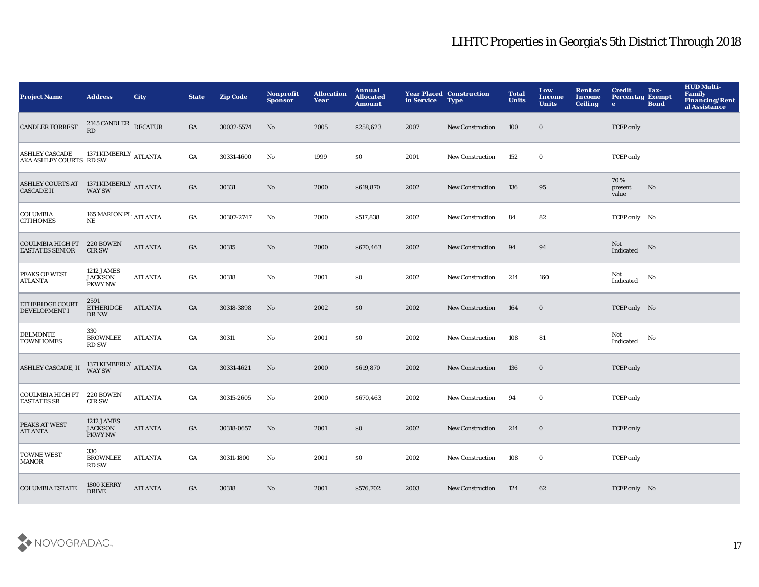# LIHTC Properties in Georgia's 5th District Through 2018

| Project Name | Address | City | State | Zip Code | Nonprofit Sponsor | Allocation Year | Annual Allocated Amount | Year Placed in Service | Construction Type | Total Units | Low Income Units | Rent or Income Ceiling | Credit Percentage | Tax-Exempt Bond | HUD Multi-Family Financing/Rental Assistance |
|---|---|---|---|---|---|---|---|---|---|---|---|---|---|---|---|
| CANDLER FORREST | 2145 CANDLER RD | DECATUR | GA | 30032-5574 | No | 2005 | $258,623 | 2007 | New Construction | 100 | 0 | | TCEP only | | |
| ASHLEY CASCADE AKA ASHLEY COURTS | 1371 KIMBERLY RD SW | ATLANTA | GA | 30331-4600 | No | 1999 | $0 | 2001 | New Construction | 152 | 0 | | TCEP only | | |
| ASHLEY COURTS AT CASCADE II | 1371 KIMBERLY WAY SW | ATLANTA | GA | 30331 | No | 2000 | $619,870 | 2002 | New Construction | 136 | 95 | | 70 % present value | No | |
| COLUMBIA CITIHOMES | 165 MARION PL NE | ATLANTA | GA | 30307-2747 | No | 2000 | $517,838 | 2002 | New Construction | 84 | 82 | | TCEP only | No | |
| COULMBIA HIGH PT EASTATES SENIOR | 220 BOWEN CIR SW | ATLANTA | GA | 30315 | No | 2000 | $670,463 | 2002 | New Construction | 94 | 94 | | Not Indicated | No | |
| PEAKS OF WEST ATLANTA | 1212 JAMES JACKSON PKWY NW | ATLANTA | GA | 30318 | No | 2001 | $0 | 2002 | New Construction | 214 | 160 | | Not Indicated | No | |
| ETHERIDGE COURT DEVELOPMENT I | 2591 ETHERIDGE DR NW | ATLANTA | GA | 30318-3898 | No | 2002 | $0 | 2002 | New Construction | 164 | 0 | | TCEP only | No | |
| DELMONTE TOWNHOMES | 330 BROWNLEE RD SW | ATLANTA | GA | 30311 | No | 2001 | $0 | 2002 | New Construction | 108 | 81 | | Not Indicated | No | |
| ASHLEY CASCADE, II | 1371 KIMBERLY WAY SW | ATLANTA | GA | 30331-4621 | No | 2000 | $619,870 | 2002 | New Construction | 136 | 0 | | TCEP only | | |
| COULMBIA HIGH PT EASTATES SR | 220 BOWEN CIR SW | ATLANTA | GA | 30315-2605 | No | 2000 | $670,463 | 2002 | New Construction | 94 | 0 | | TCEP only | | |
| PEAKS AT WEST ATLANTA | 1212 JAMES JACKSON PKWY NW | ATLANTA | GA | 30318-0657 | No | 2001 | $0 | 2002 | New Construction | 214 | 0 | | TCEP only | | |
| TOWNE WEST MANOR | 330 BROWNLEE RD SW | ATLANTA | GA | 30311-1800 | No | 2001 | $0 | 2002 | New Construction | 108 | 0 | | TCEP only | | |
| COLUMBIA ESTATE | 1800 KERRY DRIVE | ATLANTA | GA | 30318 | No | 2001 | $576,702 | 2003 | New Construction | 124 | 62 | | TCEP only | No | |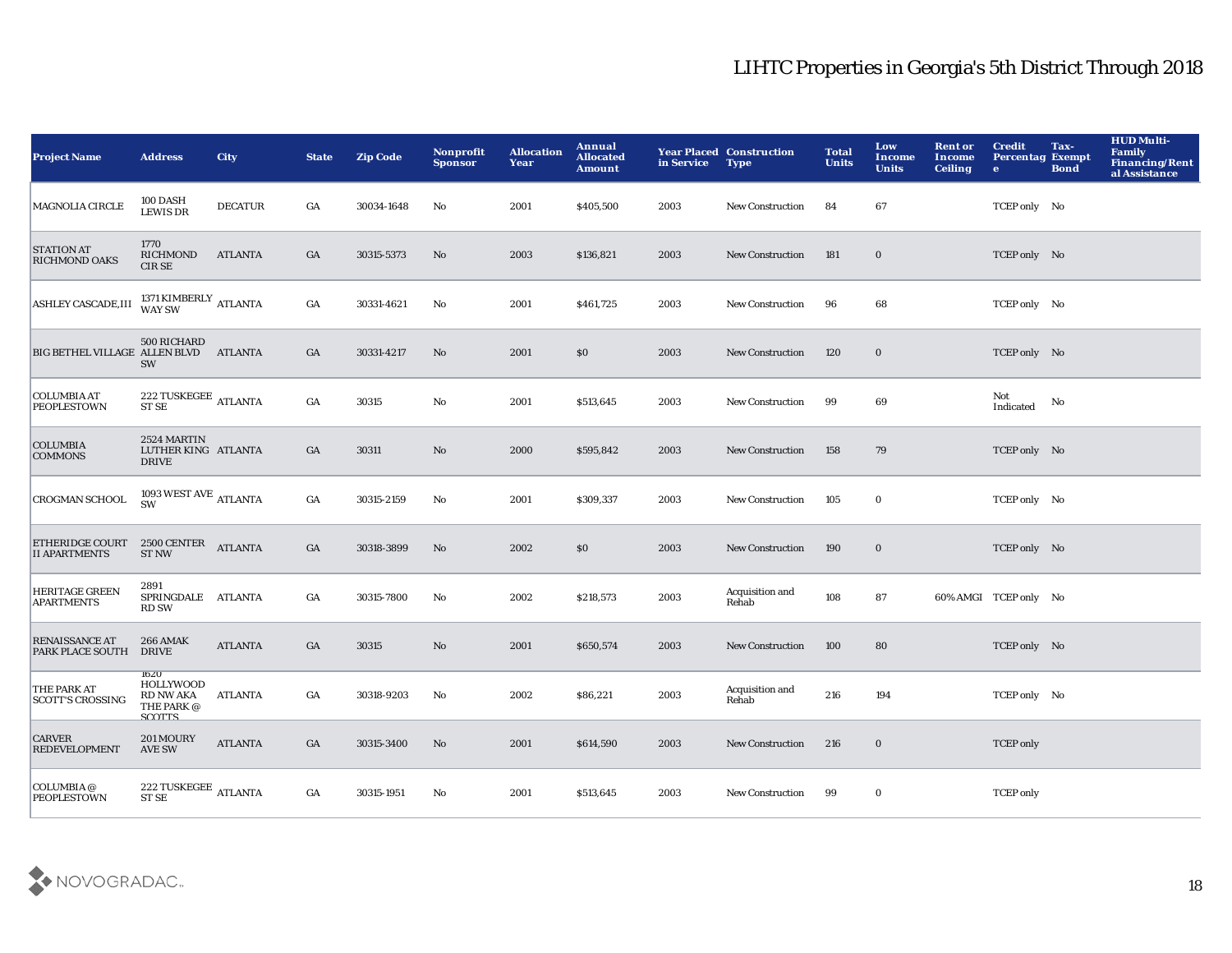# LIHTC Properties in Georgia's 5th District Through 2018

| Project Name | Address | City | State | Zip Code | Nonprofit Sponsor | Allocation Year | Annual Allocated Amount | Year Placed in Service | Construction Type | Total Units | Low Income Units | Rent or Income Ceiling | Credit Percentage | Tax-Exempt Bond | HUD Multi-Family Financing/Rental Assistance |
|---|---|---|---|---|---|---|---|---|---|---|---|---|---|---|---|
| MAGNOLIA CIRCLE | 100 DASH LEWIS DR | DECATUR | GA | 30034-1648 | No | 2001 | $405,500 | 2003 | New Construction | 84 | 67 | | TCEP only | No | |
| STATION AT RICHMOND OAKS | 1770 RICHMOND CIR SE | ATLANTA | GA | 30315-5373 | No | 2003 | $136,821 | 2003 | New Construction | 181 | 0 | | TCEP only | No | |
| ASHLEY CASCADE,III | 1371 KIMBERLY WAY SW | ATLANTA | GA | 30331-4621 | No | 2001 | $461,725 | 2003 | New Construction | 96 | 68 | | TCEP only | No | |
| BIG BETHEL VILLAGE | 500 RICHARD ALLEN BLVD SW | ATLANTA | GA | 30331-4217 | No | 2001 | $0 | 2003 | New Construction | 120 | 0 | | TCEP only | No | |
| COLUMBIA AT PEOPLESTOWN | 222 TUSKEGEE ST SE | ATLANTA | GA | 30315 | No | 2001 | $513,645 | 2003 | New Construction | 99 | 69 | | Not Indicated | No | |
| COLUMBIA COMMONS | 2524 MARTIN LUTHER KING DRIVE | ATLANTA | GA | 30311 | No | 2000 | $595,842 | 2003 | New Construction | 158 | 79 | | TCEP only | No | |
| CROGMAN SCHOOL | 1093 WEST AVE SW | ATLANTA | GA | 30315-2159 | No | 2001 | $309,337 | 2003 | New Construction | 105 | 0 | | TCEP only | No | |
| ETHERIDGE COURT II APARTMENTS | 2500 CENTER ST NW | ATLANTA | GA | 30318-3899 | No | 2002 | $0 | 2003 | New Construction | 190 | 0 | | TCEP only | No | |
| HERITAGE GREEN APARTMENTS | 2891 SPRINGDALE RD SW | ATLANTA | GA | 30315-7800 | No | 2002 | $218,573 | 2003 | Acquisition and Rehab | 108 | 87 | 60% AMGI | TCEP only | No | |
| RENAISSANCE AT PARK PLACE SOUTH | 266 AMAK DRIVE | ATLANTA | GA | 30315 | No | 2001 | $650,574 | 2003 | New Construction | 100 | 80 | | TCEP only | No | |
| THE PARK AT SCOTT'S CROSSING | 1620 HOLLYWOOD RD NW AKA THE PARK @ SCOTTS | ATLANTA | GA | 30318-9203 | No | 2002 | $86,221 | 2003 | Acquisition and Rehab | 216 | 194 | | TCEP only | No | |
| CARVER REDEVELOPMENT | 201 MOURY AVE SW | ATLANTA | GA | 30315-3400 | No | 2001 | $614,590 | 2003 | New Construction | 216 | 0 | | TCEP only | | |
| COLUMBIA @ PEOPLESTOWN | 222 TUSKEGEE ST SE | ATLANTA | GA | 30315-1951 | No | 2001 | $513,645 | 2003 | New Construction | 99 | 0 | | TCEP only | | |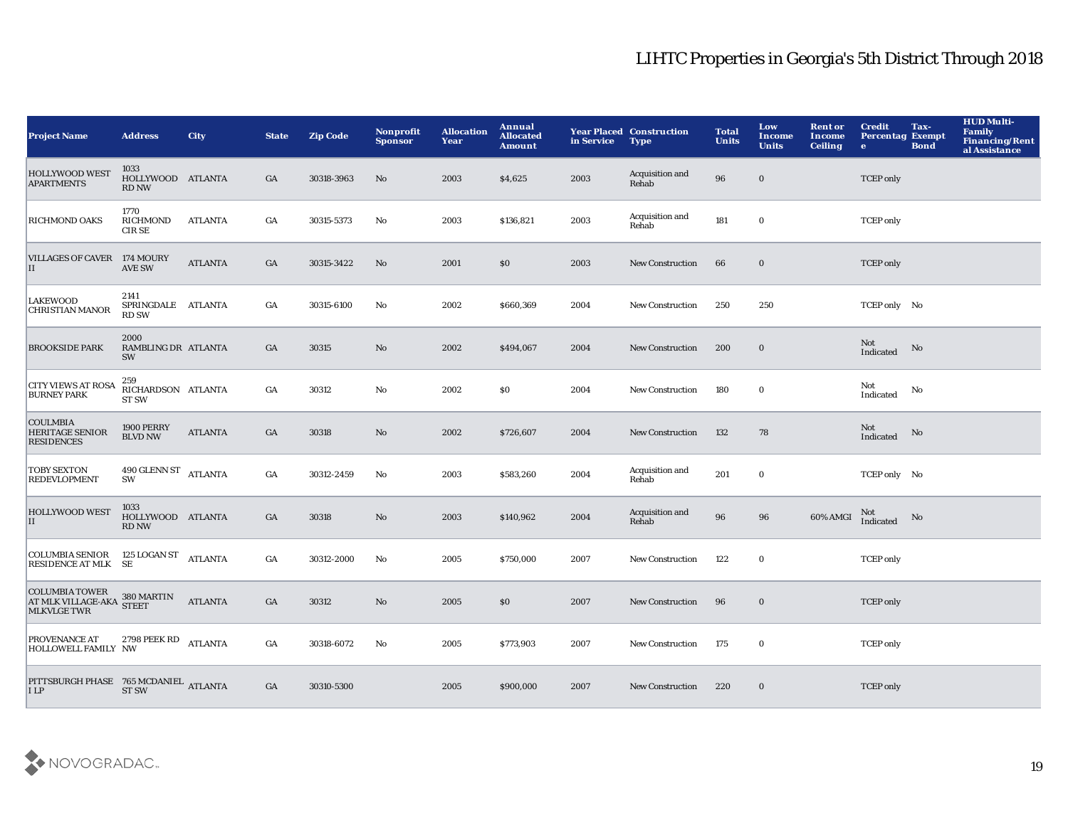# LIHTC Properties in Georgia's 5th District Through 2018

| Project Name | Address | City | State | Zip Code | Nonprofit Sponsor | Allocation Year | Annual Allocated Amount | Year Placed in Service | Construction Type | Total Units | Low Income Units | Rent or Income Ceiling | Credit Percentage | Tax-Exempt Bond | HUD Multi-Family Financing/Rental Assistance |
|---|---|---|---|---|---|---|---|---|---|---|---|---|---|---|---|
| HOLLYWOOD WEST APARTMENTS | 1033 HOLLYWOOD RD NW | ATLANTA | GA | 30318-3963 | No | 2003 | $4,625 | 2003 | Acquisition and Rehab | 96 | 0 | | TCEP only | | |
| RICHMOND OAKS | 1770 RICHMOND CIR SE | ATLANTA | GA | 30315-5373 | No | 2003 | $136,821 | 2003 | Acquisition and Rehab | 181 | 0 | | TCEP only | | |
| VILLAGES OF CAVER II | 174 MOURY AVE SW | ATLANTA | GA | 30315-3422 | No | 2001 | $0 | 2003 | New Construction | 66 | 0 | | TCEP only | | |
| LAKEWOOD CHRISTIAN MANOR | 2141 SPRINGDALE RD SW | ATLANTA | GA | 30315-6100 | No | 2002 | $660,369 | 2004 | New Construction | 250 | 250 | | TCEP only | No | |
| BROOKSIDE PARK | 2000 RAMBLING DR SW | ATLANTA | GA | 30315 | No | 2002 | $494,067 | 2004 | New Construction | 200 | 0 | | Not Indicated | No | |
| CITY VIEWS AT ROSA BURNEY PARK | 259 RICHARDSON ST SW | ATLANTA | GA | 30312 | No | 2002 | $0 | 2004 | New Construction | 180 | 0 | | Not Indicated | No | |
| COULMBIA HERITAGE SENIOR RESIDENCES | 1900 PERRY BLVD NW | ATLANTA | GA | 30318 | No | 2002 | $726,607 | 2004 | New Construction | 132 | 78 | | Not Indicated | No | |
| TOBY SEXTON REDEVLOPMENT | 490 GLENN ST SW | ATLANTA | GA | 30312-2459 | No | 2003 | $583,260 | 2004 | Acquisition and Rehab | 201 | 0 | | TCEP only | No | |
| HOLLYWOOD WEST II | 1033 HOLLYWOOD RD NW | ATLANTA | GA | 30318 | No | 2003 | $140,962 | 2004 | Acquisition and Rehab | 96 | 96 | 60% AMGI | Not Indicated | No | |
| COLUMBIA SENIOR RESIDENCE AT MLK | 125 LOGAN ST SE | ATLANTA | GA | 30312-2000 | No | 2005 | $750,000 | 2007 | New Construction | 122 | 0 | | TCEP only | | |
| COLUMBIA TOWER AT MLK VILLAGE-AKA MLKVLGE TWR | 380 MARTIN STEET | ATLANTA | GA | 30312 | No | 2005 | $0 | 2007 | New Construction | 96 | 0 | | TCEP only | | |
| PROVENANCE AT HOLLOWELL FAMILY | 2798 PEEK RD NW | ATLANTA | GA | 30318-6072 | No | 2005 | $773,903 | 2007 | New Construction | 175 | 0 | | TCEP only | | |
| PITTSBURGH PHASE I LP | 765 MCDANIEL ST SW | ATLANTA | GA | 30310-5300 | | 2005 | $900,000 | 2007 | New Construction | 220 | 0 | | TCEP only | | |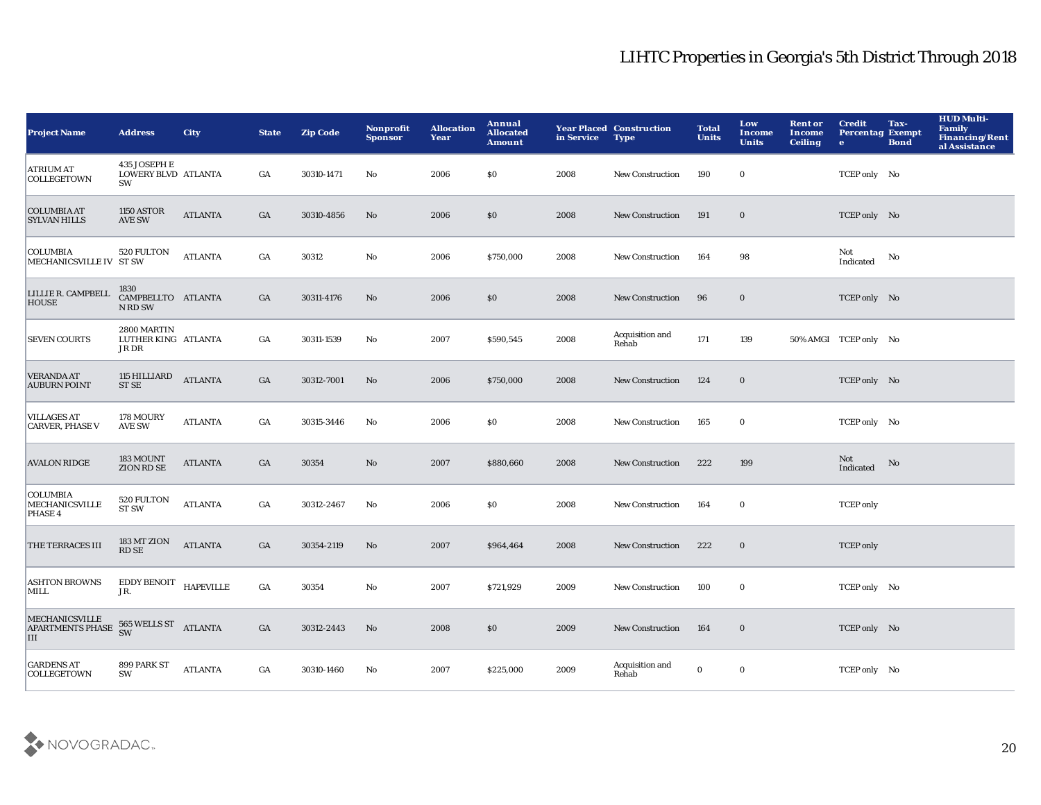# LIHTC Properties in Georgia's 5th District Through 2018

| Project Name | Address | City | State | Zip Code | Nonprofit Sponsor | Allocation Year | Annual Allocated Amount | Year Placed in Service | Construction Type | Total Units | Low Income Units | Rent or Income Ceiling | Credit Percentage | Tax-Exempt Bond | HUD Multi-Family Financing/Rental Assistance |
|---|---|---|---|---|---|---|---|---|---|---|---|---|---|---|---|
| ATRIUM AT COLLEGETOWN | 435 JOSEPH E LOWERY BLVD SW | ATLANTA | GA | 30310-1471 | No | 2006 | $0 | 2008 | New Construction | 190 | 0 | | TCEP only | No | |
| COLUMBIA AT SYLVAN HILLS | 1150 ASTOR AVE SW | ATLANTA | GA | 30310-4856 | No | 2006 | $0 | 2008 | New Construction | 191 | 0 | | TCEP only | No | |
| COLUMBIA MECHANICSVILLE IV | 520 FULTON ST SW | ATLANTA | GA | 30312 | No | 2006 | $750,000 | 2008 | New Construction | 164 | 98 | | Not Indicated | No | |
| LILLIE R. CAMPBELL HOUSE | 1830 CAMPBELLTON RD SW | ATLANTA | GA | 30311-4176 | No | 2006 | $0 | 2008 | New Construction | 96 | 0 | | TCEP only | No | |
| SEVEN COURTS | 2800 MARTIN LUTHER KING JR DR | ATLANTA | GA | 30311-1539 | No | 2007 | $590,545 | 2008 | Acquisition and Rehab | 171 | 139 | 50% AMGI | TCEP only | No | |
| VERANDA AT AUBURN POINT | 115 HILLIARD ST SE | ATLANTA | GA | 30312-7001 | No | 2006 | $750,000 | 2008 | New Construction | 124 | 0 | | TCEP only | No | |
| VILLAGES AT CARVER, PHASE V | 178 MOURY AVE SW | ATLANTA | GA | 30315-3446 | No | 2006 | $0 | 2008 | New Construction | 165 | 0 | | TCEP only | No | |
| AVALON RIDGE | 183 MOUNT ZION RD SE | ATLANTA | GA | 30354 | No | 2007 | $880,660 | 2008 | New Construction | 222 | 199 | | Not Indicated | No | |
| COLUMBIA MECHANICSVILLE PHASE 4 | 520 FULTON ST SW | ATLANTA | GA | 30312-2467 | No | 2006 | $0 | 2008 | New Construction | 164 | 0 | | TCEP only | | |
| THE TERRACES III | 183 MT ZION RD SE | ATLANTA | GA | 30354-2119 | No | 2007 | $964,464 | 2008 | New Construction | 222 | 0 | | TCEP only | | |
| ASHTON BROWNS MILL | EDDY BENOIT JR. | HAPEVILLE | GA | 30354 | No | 2007 | $721,929 | 2009 | New Construction | 100 | 0 | | TCEP only | No | |
| MECHANICSVILLE APARTMENTS PHASE III | 565 WELLS ST SW | ATLANTA | GA | 30312-2443 | No | 2008 | $0 | 2009 | New Construction | 164 | 0 | | TCEP only | No | |
| GARDENS AT COLLEGETOWN | 899 PARK ST SW | ATLANTA | GA | 30310-1460 | No | 2007 | $225,000 | 2009 | Acquisition and Rehab | 0 | 0 | | TCEP only | No | |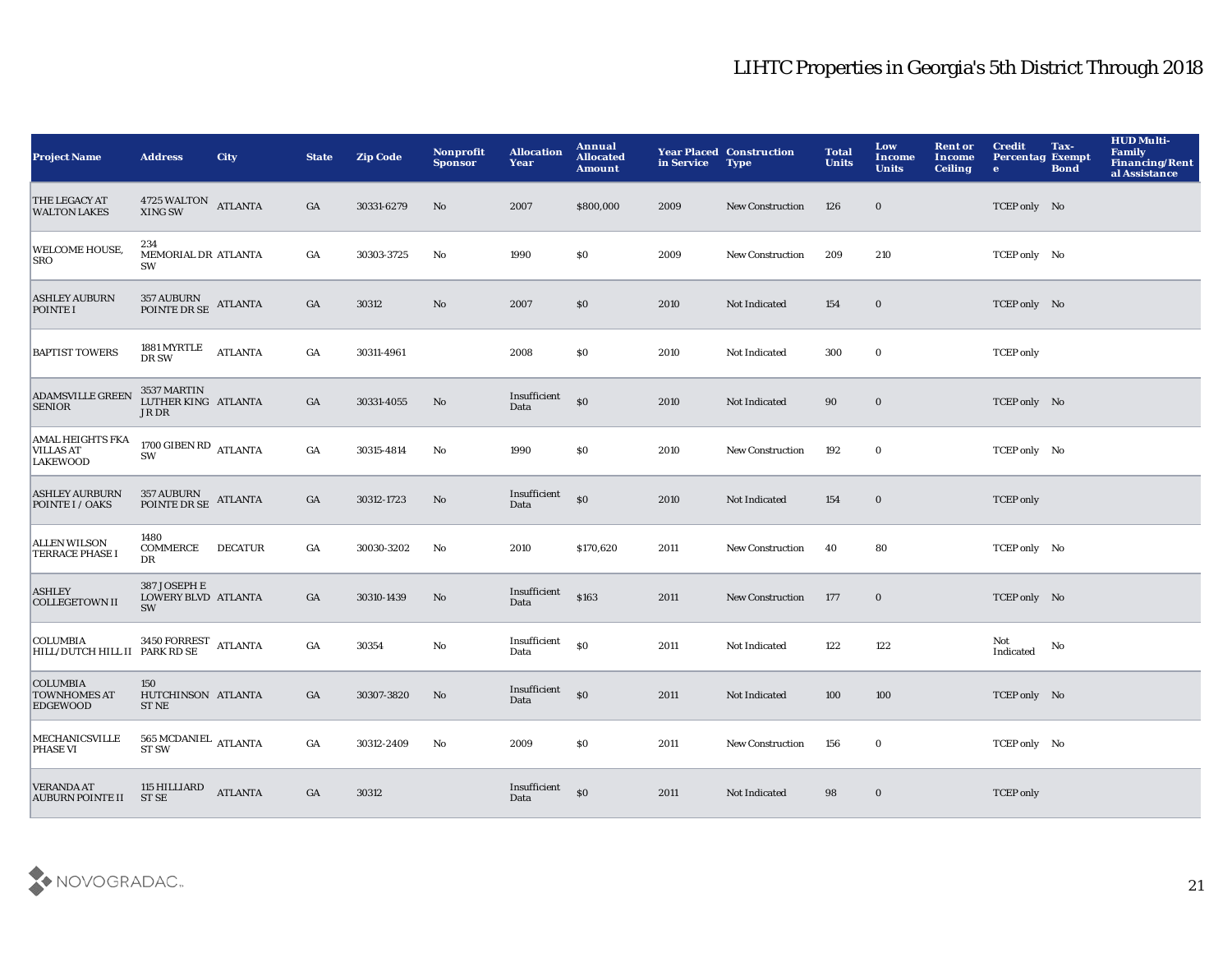# LIHTC Properties in Georgia's 5th District Through 2018

| Project Name | Address | City | State | Zip Code | Nonprofit Sponsor | Allocation Year | Annual Allocated Amount | Year Placed in Service | Construction Type | Total Units | Low Income Units | Rent or Income Ceiling | Credit Percentage | Tax-Exempt Bond | HUD Multi-Family Financing/Rental Assistance |
|---|---|---|---|---|---|---|---|---|---|---|---|---|---|---|---|
| THE LEGACY AT WALTON LAKES | 4725 WALTON XING SW | ATLANTA | GA | 30331-6279 | No | 2007 | $800,000 | 2009 | New Construction | 126 | 0 | | TCEP only | No | |
| WELCOME HOUSE, SRO | 234 MEMORIAL DR SW | ATLANTA | GA | 30303-3725 | No | 1990 | $0 | 2009 | New Construction | 209 | 210 | | TCEP only | No | |
| ASHLEY AUBURN POINTE I | 357 AUBURN POINTE DR SE | ATLANTA | GA | 30312 | No | 2007 | $0 | 2010 | Not Indicated | 154 | 0 | | TCEP only | No | |
| BAPTIST TOWERS | 1881 MYRTLE DR SW | ATLANTA | GA | 30311-4961 | | 2008 | $0 | 2010 | Not Indicated | 300 | 0 | | TCEP only | | |
| ADAMSVILLE GREEN SENIOR | 3537 MARTIN LUTHER KING JR DR | ATLANTA | GA | 30331-4055 | No | Insufficient Data | $0 | 2010 | Not Indicated | 90 | 0 | | TCEP only | No | |
| AMAL HEIGHTS FKA VILLAS AT LAKEWOOD | 1700 GIBEN RD SW | ATLANTA | GA | 30315-4814 | No | 1990 | $0 | 2010 | New Construction | 192 | 0 | | TCEP only | No | |
| ASHLEY AURBURN POINTE I / OAKS | 357 AUBURN POINTE DR SE | ATLANTA | GA | 30312-1723 | No | Insufficient Data | $0 | 2010 | Not Indicated | 154 | 0 | | TCEP only | | |
| ALLEN WILSON TERRACE PHASE I | 1480 COMMERCE DR | DECATUR | GA | 30030-3202 | No | 2010 | $170,620 | 2011 | New Construction | 40 | 80 | | TCEP only | No | |
| ASHLEY COLLEGETOWN II | 387 JOSEPH E LOWERY BLVD SW | ATLANTA | GA | 30310-1439 | No | Insufficient Data | $163 | 2011 | New Construction | 177 | 0 | | TCEP only | No | |
| COLUMBIA HILL/DUTCH HILL II | 3450 FORREST PARK RD SE | ATLANTA | GA | 30354 | No | Insufficient Data | $0 | 2011 | Not Indicated | 122 | 122 | | Not Indicated | No | |
| COLUMBIA TOWNHOMES AT EDGEWOOD | 150 HUTCHINSON ST NE | ATLANTA | GA | 30307-3820 | No | Insufficient Data | $0 | 2011 | Not Indicated | 100 | 100 | | TCEP only | No | |
| MECHANICSVILLE PHASE VI | 565 MCDANIEL ST SW | ATLANTA | GA | 30312-2409 | No | 2009 | $0 | 2011 | New Construction | 156 | 0 | | TCEP only | No | |
| VERANDA AT AUBURN POINTE II | 115 HILLIARD ST SE | ATLANTA | GA | 30312 | | Insufficient Data | $0 | 2011 | Not Indicated | 98 | 0 | | TCEP only | | |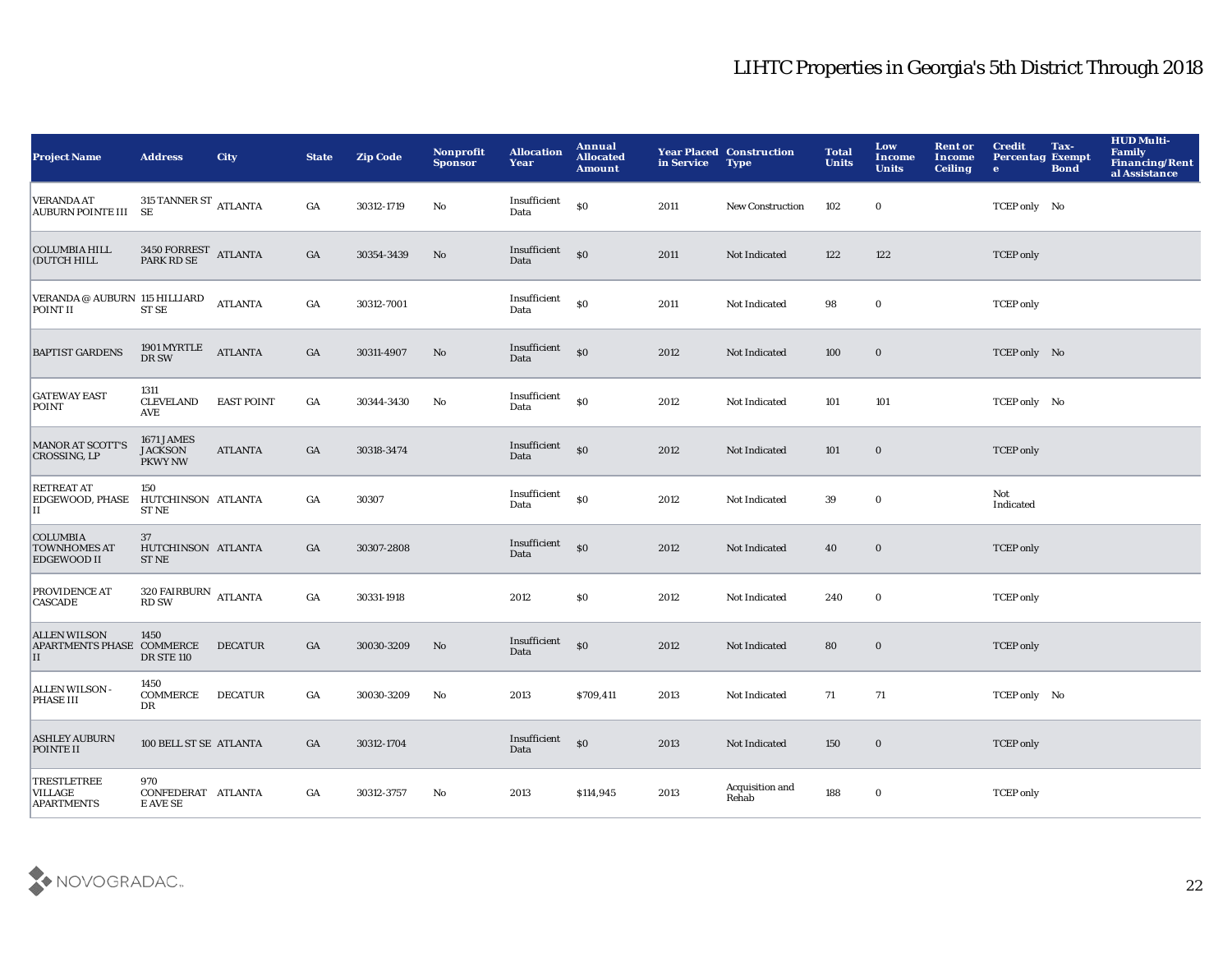# LIHTC Properties in Georgia's 5th District Through 2018

| Project Name | Address | City | State | Zip Code | Nonprofit Sponsor | Allocation Year | Annual Allocated Amount | Year Placed in Service | Construction Type | Total Units | Low Income Units | Rent or Income Ceiling | Credit Percentage | Tax-Exempt Bond | HUD Multi-Family Financing/Rental Assistance |
|---|---|---|---|---|---|---|---|---|---|---|---|---|---|---|---|
| VERANDA AT AUBURN POINTE III | 315 TANNER ST SE | ATLANTA | GA | 30312-1719 | No | Insufficient Data | $0 | 2011 | New Construction | 102 | 0 | | TCEP only | No | |
| COLUMBIA HILL (DUTCH HILL | 3450 FORREST PARK RD SE | ATLANTA | GA | 30354-3439 | No | Insufficient Data | $0 | 2011 | Not Indicated | 122 | 122 | | TCEP only | | |
| VERANDA @ AUBURN POINT II | 115 HILLIARD ST SE | ATLANTA | GA | 30312-7001 | | Insufficient Data | $0 | 2011 | Not Indicated | 98 | 0 | | TCEP only | | |
| BAPTIST GARDENS | 1901 MYRTLE DR SW | ATLANTA | GA | 30311-4907 | No | Insufficient Data | $0 | 2012 | Not Indicated | 100 | 0 | | TCEP only | No | |
| GATEWAY EAST POINT | 1311 CLEVELAND AVE | EAST POINT | GA | 30344-3430 | No | Insufficient Data | $0 | 2012 | Not Indicated | 101 | 101 | | TCEP only | No | |
| MANOR AT SCOTT'S CROSSING, LP | 1671 JAMES JACKSON PKWY NW | ATLANTA | GA | 30318-3474 | | Insufficient Data | $0 | 2012 | Not Indicated | 101 | 0 | | TCEP only | | |
| RETREAT AT EDGEWOOD, PHASE II | 150 HUTCHINSON ST NE | ATLANTA | GA | 30307 | | Insufficient Data | $0 | 2012 | Not Indicated | 39 | 0 | | Not Indicated | | |
| COLUMBIA TOWNHOMES AT EDGEWOOD II | 37 HUTCHINSON ST NE | ATLANTA | GA | 30307-2808 | | Insufficient Data | $0 | 2012 | Not Indicated | 40 | 0 | | TCEP only | | |
| PROVIDENCE AT CASCADE | 320 FAIRBURN RD SW | ATLANTA | GA | 30331-1918 | | 2012 | $0 | 2012 | Not Indicated | 240 | 0 | | TCEP only | | |
| ALLEN WILSON APARTMENTS PHASE II | 1450 COMMERCE DR STE 110 | DECATUR | GA | 30030-3209 | No | Insufficient Data | $0 | 2012 | Not Indicated | 80 | 0 | | TCEP only | | |
| ALLEN WILSON - PHASE III | 1450 COMMERCE DR | DECATUR | GA | 30030-3209 | No | 2013 | $709,411 | 2013 | Not Indicated | 71 | 71 | | TCEP only | No | |
| ASHLEY AUBURN POINTE II | 100 BELL ST SE | ATLANTA | GA | 30312-1704 | | Insufficient Data | $0 | 2013 | Not Indicated | 150 | 0 | | TCEP only | | |
| TRESTLETREE VILLAGE APARTMENTS | 970 CONFEDERATE AVE SE | ATLANTA | GA | 30312-3757 | No | 2013 | $114,945 | 2013 | Acquisition and Rehab | 188 | 0 | | TCEP only | | |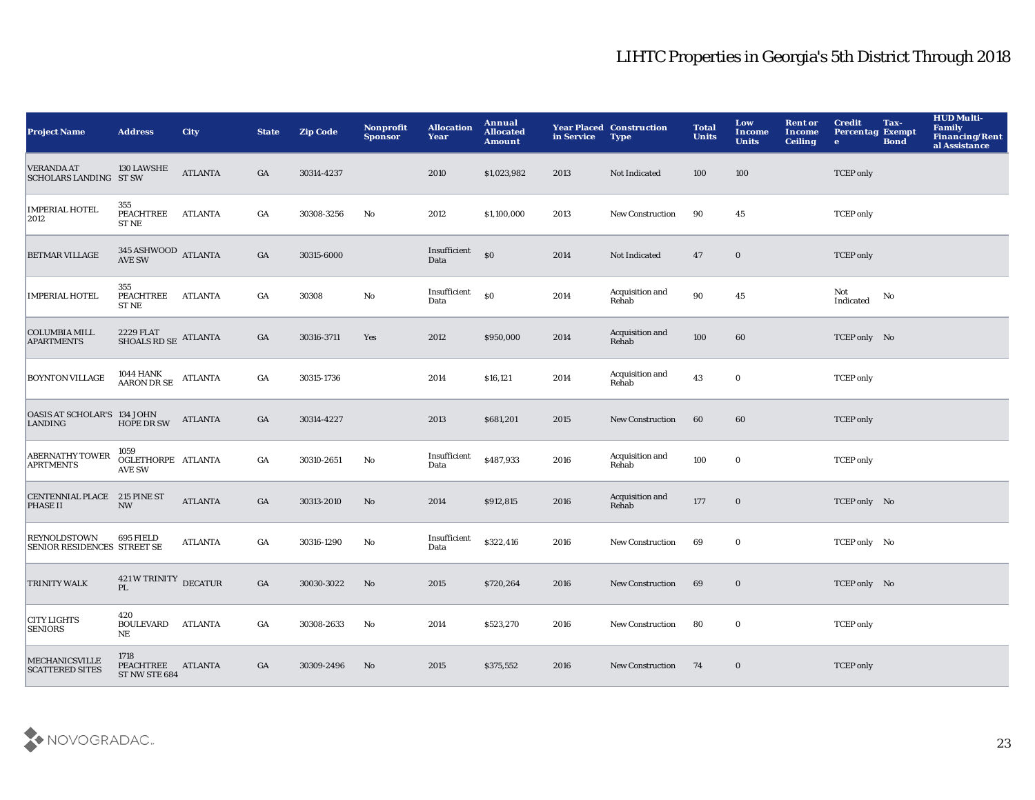# LIHTC Properties in Georgia's 5th District Through 2018

| Project Name | Address | City | State | Zip Code | Nonprofit Sponsor | Allocation Year | Annual Allocated Amount | Year Placed in Service | Construction Type | Total Units | Low Income Units | Rent or Income Ceiling | Credit Percentage | Tax-Exempt Bond | HUD Multi-Family Financing/Rental Assistance |
|---|---|---|---|---|---|---|---|---|---|---|---|---|---|---|---|
| VERANDA AT SCHOLARS LANDING | 130 LAWSHE ST SW | ATLANTA | GA | 30314-4237 | | 2010 | $1,023,982 | 2013 | Not Indicated | 100 | 100 | | TCEP only | | |
| IMPERIAL HOTEL 2012 | 355 PEACHTREE ST NE | ATLANTA | GA | 30308-3256 | No | 2012 | $1,100,000 | 2013 | New Construction | 90 | 45 | | TCEP only | | |
| BETMAR VILLAGE | 345 ASHWOOD AVE SW | ATLANTA | GA | 30315-6000 | | Insufficient Data | $0 | 2014 | Not Indicated | 47 | 0 | | TCEP only | | |
| IMPERIAL HOTEL | 355 PEACHTREE ST NE | ATLANTA | GA | 30308 | No | Insufficient Data | $0 | 2014 | Acquisition and Rehab | 90 | 45 | | Not Indicated | No | |
| COLUMBIA MILL APARTMENTS | 2229 FLAT SHOALS RD SE | ATLANTA | GA | 30316-3711 | Yes | 2012 | $950,000 | 2014 | Acquisition and Rehab | 100 | 60 | | TCEP only | No | |
| BOYNTON VILLAGE | 1044 HANK AARON DR SE | ATLANTA | GA | 30315-1736 | | 2014 | $16,121 | 2014 | Acquisition and Rehab | 43 | 0 | | TCEP only | | |
| OASIS AT SCHOLAR'S LANDING | 134 J JOHN HOPE DR SW | ATLANTA | GA | 30314-4227 | | 2013 | $681,201 | 2015 | New Construction | 60 | 60 | | TCEP only | | |
| ABERNATHY TOWER APRTMENTS | 1059 OGLETHORPE AVE SW | ATLANTA | GA | 30310-2651 | No | Insufficient Data | $487,933 | 2016 | Acquisition and Rehab | 100 | 0 | | TCEP only | | |
| CENTENNIAL PLACE PHASE II | 215 PINE ST NW | ATLANTA | GA | 30313-2010 | No | 2014 | $912,815 | 2016 | Acquisition and Rehab | 177 | 0 | | TCEP only | No | |
| REYNOLDSTOWN SENIOR RESIDENCES | 695 FIELD STREET SE | ATLANTA | GA | 30316-1290 | No | Insufficient Data | $322,416 | 2016 | New Construction | 69 | 0 | | TCEP only | No | |
| TRINITY WALK | 421 W TRINITY PL | DECATUR | GA | 30030-3022 | No | 2015 | $720,264 | 2016 | New Construction | 69 | 0 | | TCEP only | No | |
| CITY LIGHTS SENIORS | 420 BOULEVARD NE | ATLANTA | GA | 30308-2633 | No | 2014 | $523,270 | 2016 | New Construction | 80 | 0 | | TCEP only | | |
| MECHANICSVILLE SCATTERED SITES | 1718 PEACHTREE ST NW STE 684 | ATLANTA | GA | 30309-2496 | No | 2015 | $375,552 | 2016 | New Construction | 74 | 0 | | TCEP only | | |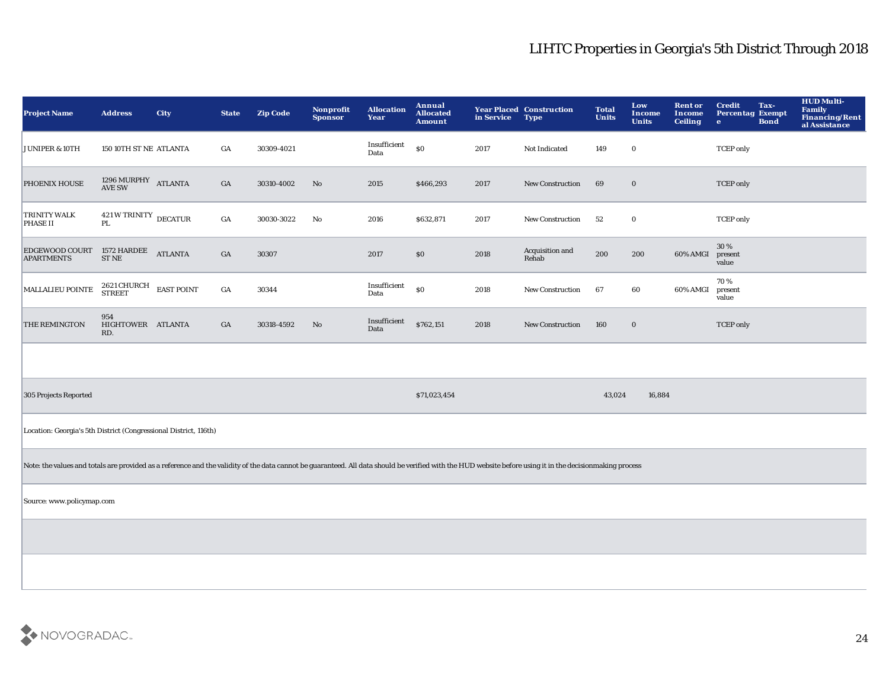# LIHTC Properties in Georgia's 5th District Through 2018

| Project Name | Address | City | State | Zip Code | Nonprofit Sponsor | Allocation Year | Annual Allocated Amount | Year Placed in Service | Construction Type | Total Units | Low Income Units | Rent or Income Ceiling | Credit Percentage | Tax-Exempt Bond | HUD Multi-Family Financing/Rental Assistance |
|---|---|---|---|---|---|---|---|---|---|---|---|---|---|---|---|
| JUNIPER & 10TH | 150 10TH ST NE | ATLANTA | GA | 30309-4021 | | Insufficient Data | $0 | 2017 | Not Indicated | 149 | 0 | | TCEP only | | |
| PHOENIX HOUSE | 1296 MURPHY AVE SW | ATLANTA | GA | 30310-4002 | No | 2015 | $466,293 | 2017 | New Construction | 69 | 0 | | TCEP only | | |
| TRINITY WALK PHASE II | 421 W TRINITY PL | DECATUR | GA | 30030-3022 | No | 2016 | $632,871 | 2017 | New Construction | 52 | 0 | | TCEP only | | |
| EDGEWOOD COURT APARTMENTS | 1572 HARDEE ST NE | ATLANTA | GA | 30307 | | 2017 | $0 | 2018 | Acquisition and Rehab | 200 | 200 | 60% AMGI | 30 % present value | | |
| MALLALIEU POINTE | 2621 CHURCH STREET | EAST POINT | GA | 30344 | | Insufficient Data | $0 | 2018 | New Construction | 67 | 60 | 60% AMGI | 70 % present value | | |
| THE REMINGTON | 954 HIGHTOWER RD. | ATLANTA | GA | 30318-4592 | No | Insufficient Data | $762,151 | 2018 | New Construction | 160 | 0 | | TCEP only | | |
| | | | | | | | | | | | | | | | |
| 305 Projects Reported | | | | | | | $71,023,454 | | | 43,024 | 16,884 | | | | |

Location: Georgia's 5th District (Congressional District, 116th)

Note: the values and totals are provided as a reference and the validity of the data cannot be guaranteed. All data should be verified with the HUD website before using it in the decisionmaking process

Source: www.policymap.com